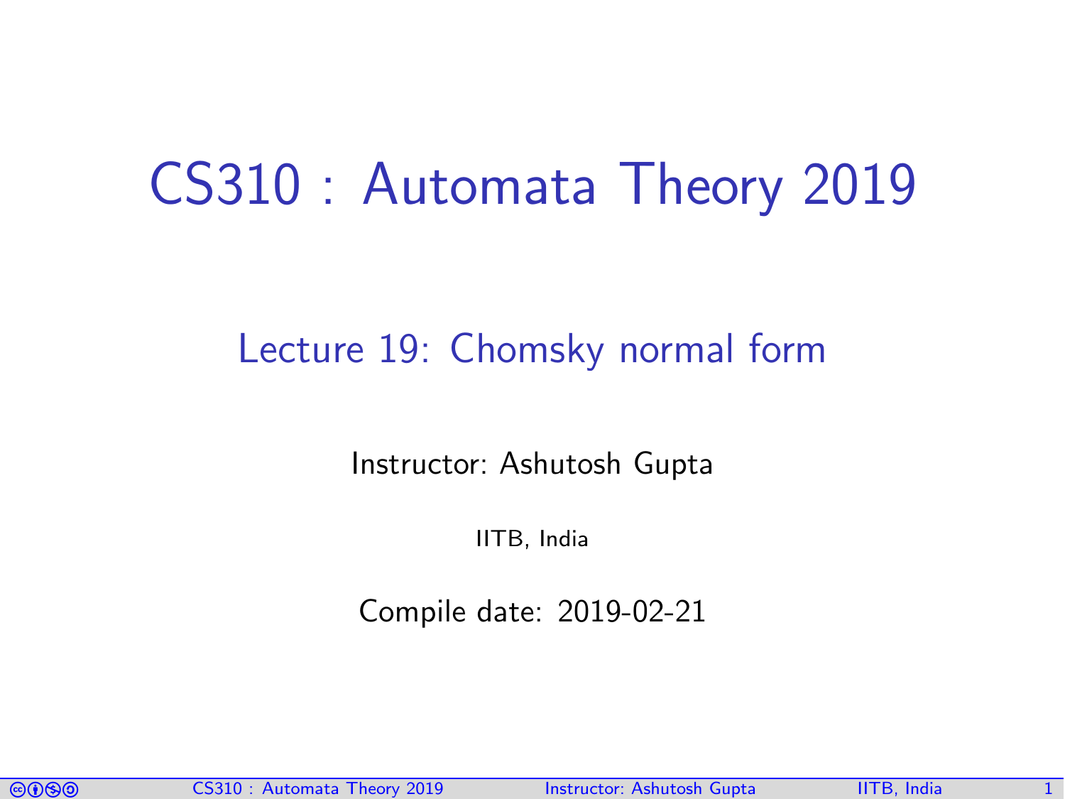# CS310 : Automata Theory 2019

## Lecture 19: Chomsky normal form

Instructor: Ashutosh Gupta

IITB, India

Compile date: 2019-02-21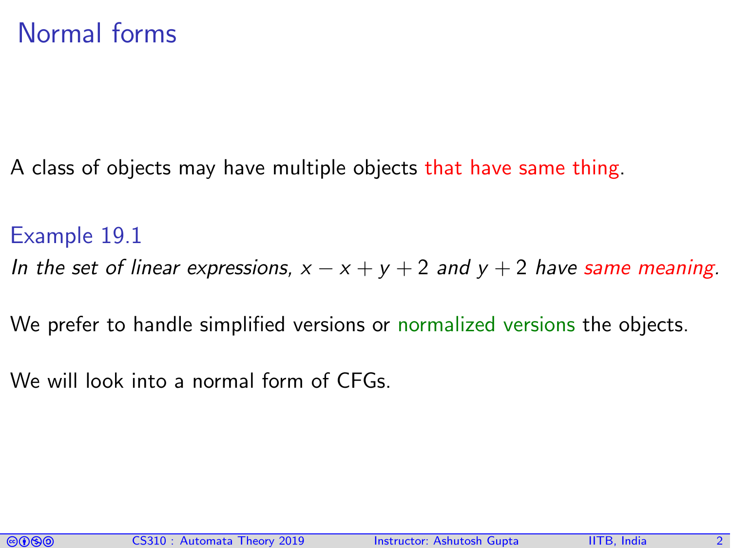# Normal forms

A class of objects may have multiple objects that have same thing.

### Example 19.1

*In the set of linear expressions, $x - x + y + 2$ and $y + 2$ have same meaning.*

We prefer to handle simplified versions or normalized versions the objects.

We will look into a normal form of CFGs.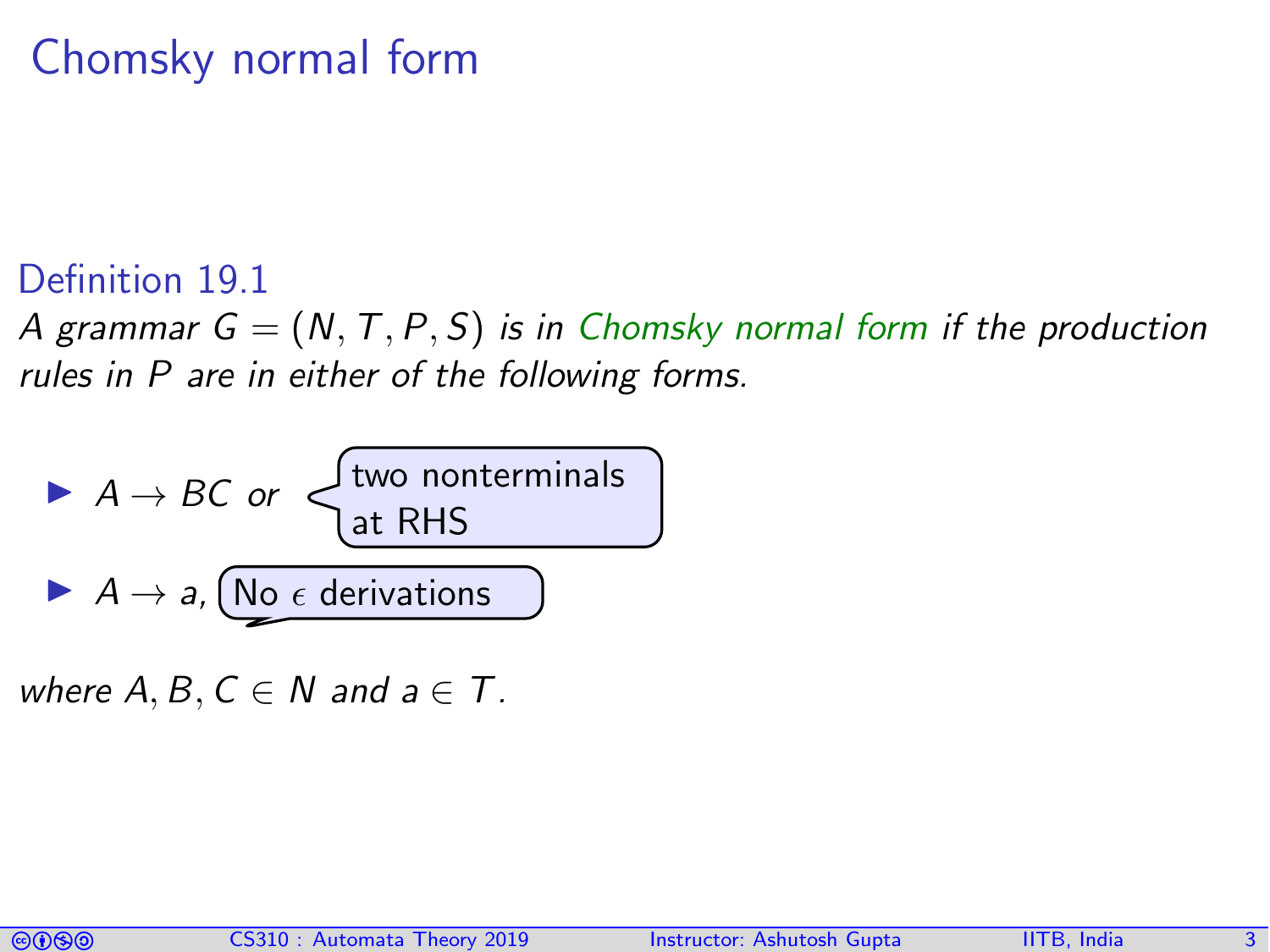# Chomsky normal form

### Definition 19.1

*A grammar $G = (N, T, P, S)$ is in Chomsky normal form if the production rules in $P$ are in either of the following forms.*

- $A \to BC$ *or* (two nonterminals at RHS)
- $A \to a$, (No $\epsilon$ derivations)

*where $A, B, C \in N$ and $a \in T$.*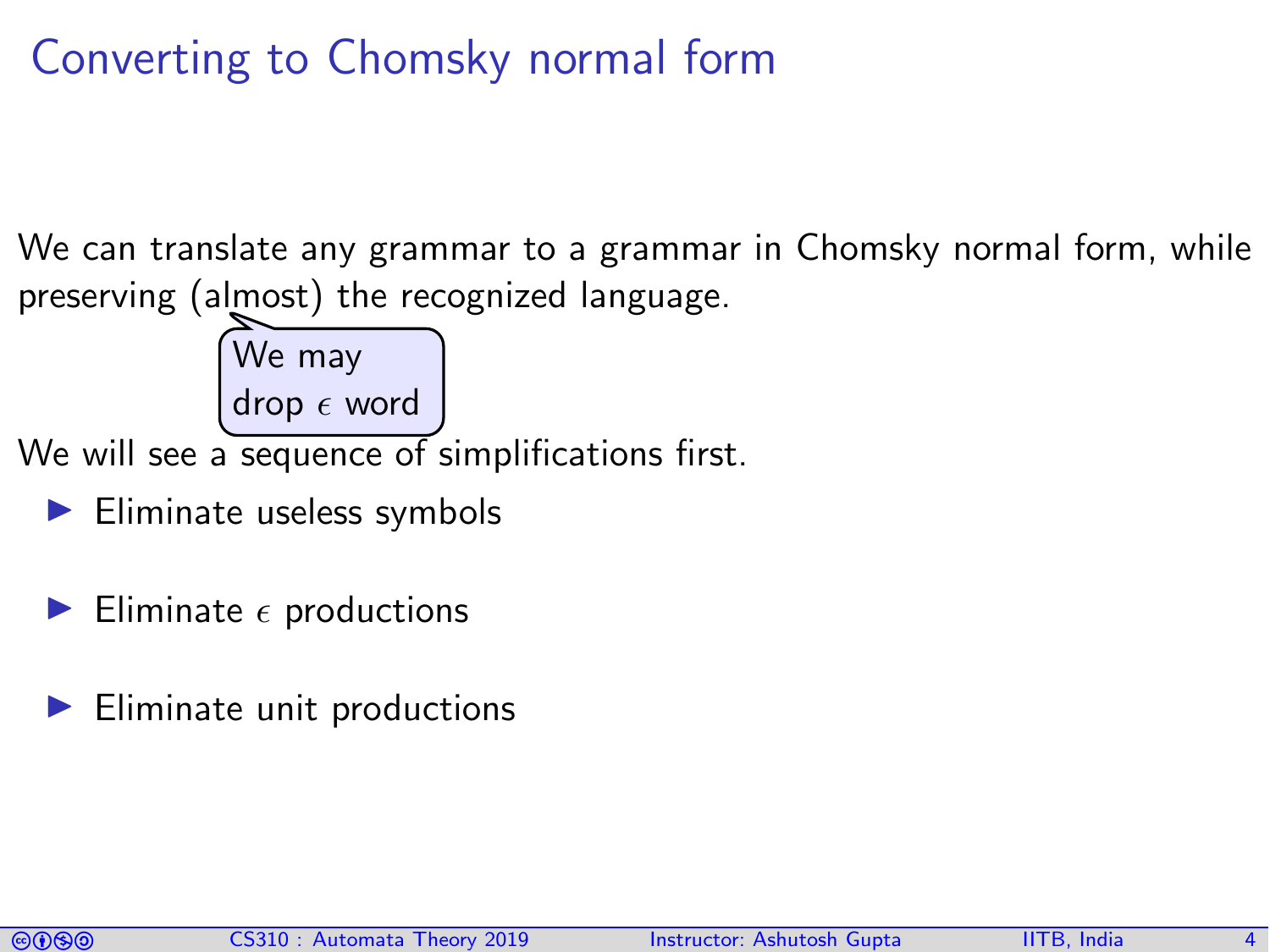# Converting to Chomsky normal form

We can translate any grammar to a grammar in Chomsky normal form, while preserving (almost) the recognized language.

We may drop $\epsilon$ word

We will see a sequence of simplifications first.

- Eliminate useless symbols
- Eliminate $\epsilon$ productions
- Eliminate unit productions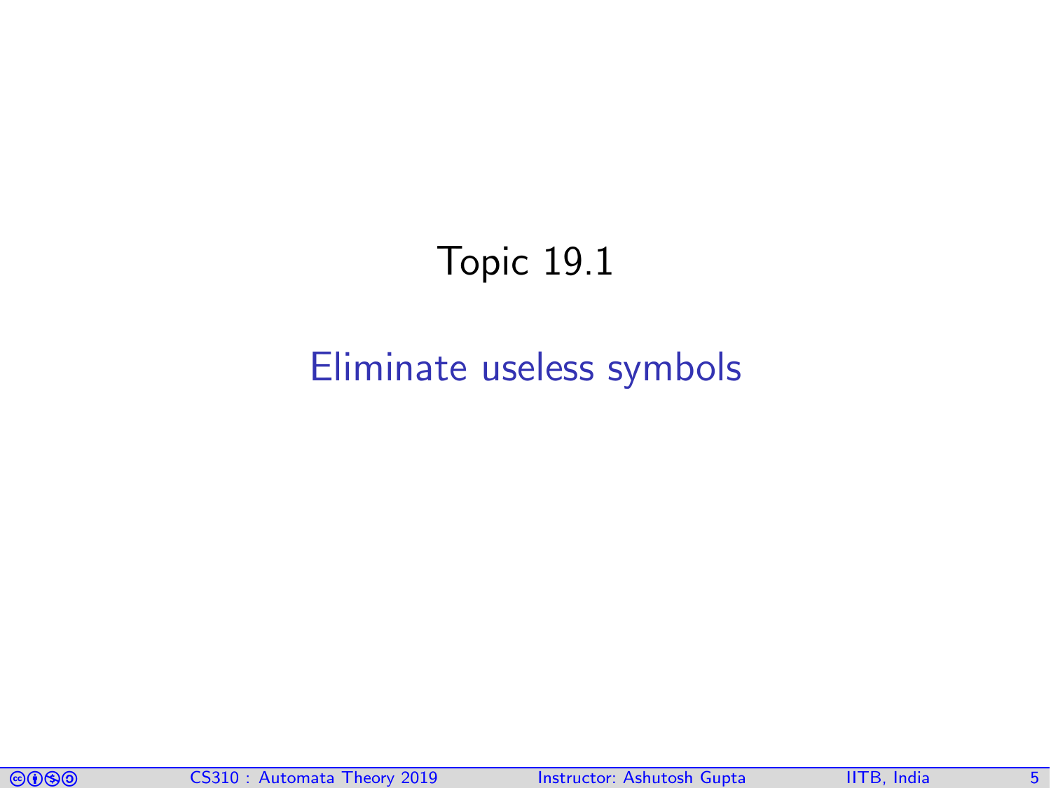# Topic 19.1

## Eliminate useless symbols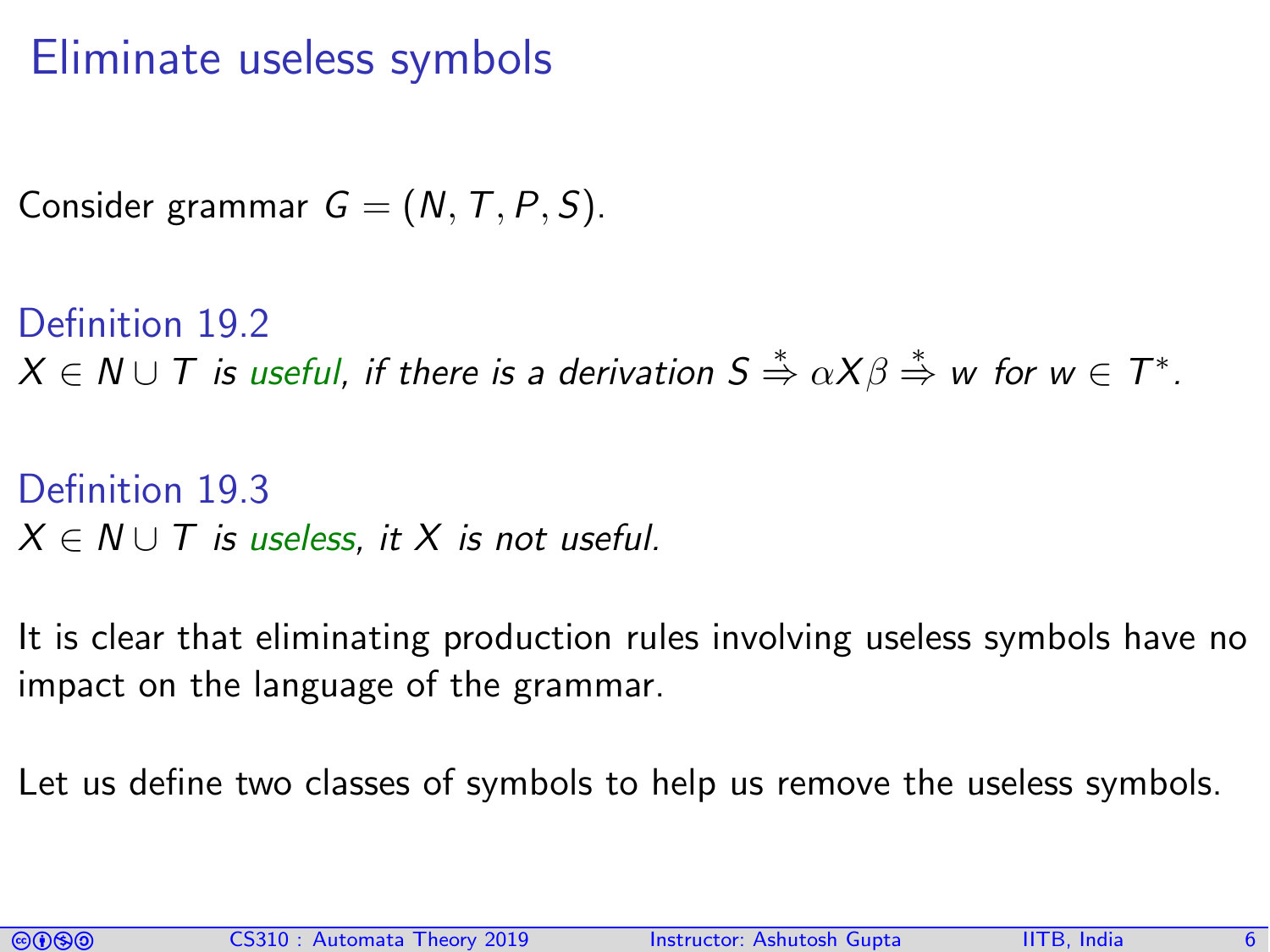# Eliminate useless symbols

Consider grammar $G = (N, T, P, S)$.

**Definition 19.2**
*$X \in N \cup T$ is useful, if there is a derivation $S \overset{*}{\Rightarrow} \alpha X \beta \overset{*}{\Rightarrow} w$ for $w \in T^*$.*

**Definition 19.3**
*$X \in N \cup T$ is useless, it $X$ is not useful.*

It is clear that eliminating production rules involving useless symbols have no impact on the language of the grammar.

Let us define two classes of symbols to help us remove the useless symbols.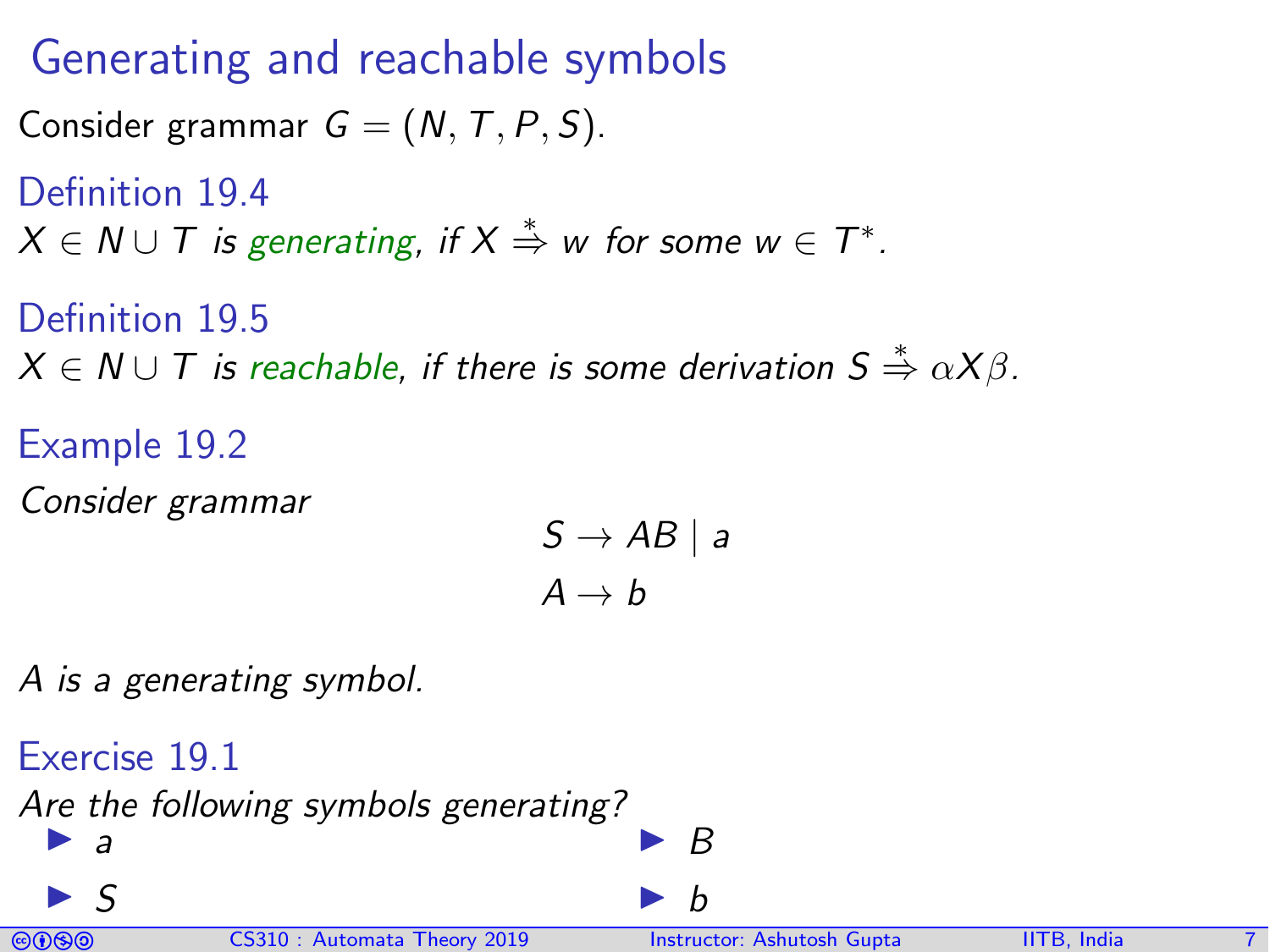# Generating and reachable symbols

Consider grammar $G = (N, T, P, S)$.

**Definition 19.4**

*$X \in N \cup T$ is generating, if $X \stackrel{*}{\Rightarrow} w$ for some $w \in T^*$.*

**Definition 19.5**

*$X \in N \cup T$ is reachable, if there is some derivation $S \stackrel{*}{\Rightarrow} \alpha X \beta$.*

**Example 19.2**

*Consider grammar*

$$S \rightarrow AB \mid a$$
$$A \rightarrow b$$

*$A$ is a generating symbol.*

**Exercise 19.1**

*Are the following symbols generating?*

- $a$
- $S$
- $B$
- $b$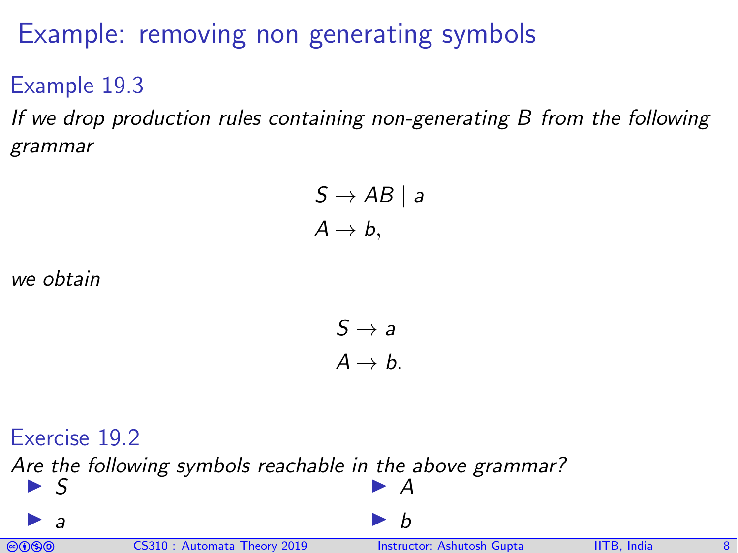# Example: removing non generating symbols

### Example 19.3

*If we drop production rules containing non-generating $B$ from the following grammar*

$$
\begin{aligned}
S &\rightarrow AB \mid a \\
A &\rightarrow b,
\end{aligned}
$$

*we obtain*

$$
\begin{aligned}
S &\rightarrow a \\
A &\rightarrow b.
\end{aligned}
$$

### Exercise 19.2

*Are the following symbols reachable in the above grammar?*

- $S$
- $A$
- $a$
- $b$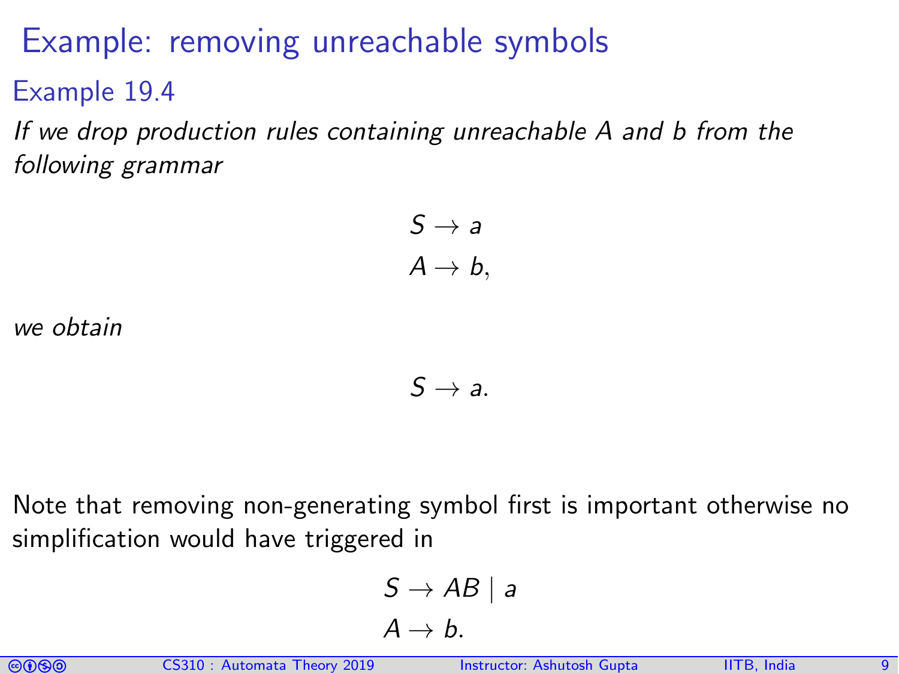# Example: removing unreachable symbols

### Example 19.4

*If we drop production rules containing unreachable $A$ and $b$ from the following grammar*

$$S \rightarrow a$$
$$A \rightarrow b,$$

*we obtain*

$$S \rightarrow a.$$

Note that removing non-generating symbol first is important otherwise no simplification would have triggered in

$$S \rightarrow AB \mid a$$
$$A \rightarrow b.$$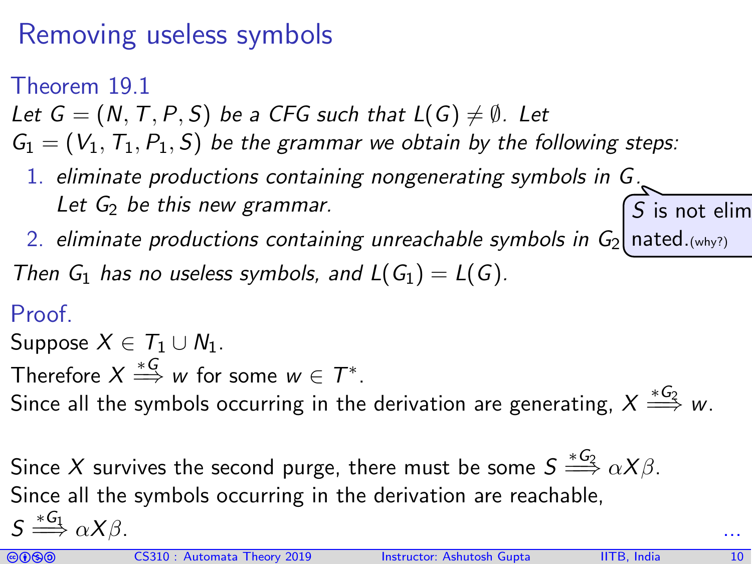# Removing useless symbols

**Theorem 19.1**

*Let $G = (N, T, P, S)$ be a CFG such that $L(G) \neq \emptyset$. Let $G_1 = (V_1, T_1, P_1, S)$ be the grammar we obtain by the following steps:*

1. *eliminate productions containing nongenerating symbols in $G$. Let $G_2$ be this new grammar.*
2. *eliminate productions containing unreachable symbols in $G_2$*

*Then $G_1$ has no useless symbols, and $L(G_1) = L(G)$.*

$S$ is not eliminated.(why?)

**Proof.**

Suppose $X \in T_1 \cup N_1$.

Therefore $X \overset{*G}{\Longrightarrow} w$ for some $w \in T^*$.

Since all the symbols occurring in the derivation are generating, $X \overset{*G_2}{\Longrightarrow} w$.

Since $X$ survives the second purge, there must be some $S \overset{*G_2}{\Longrightarrow} \alpha X \beta$.

Since all the symbols occurring in the derivation are reachable,

$S \overset{*G_1}{\Longrightarrow} \alpha X \beta$.

...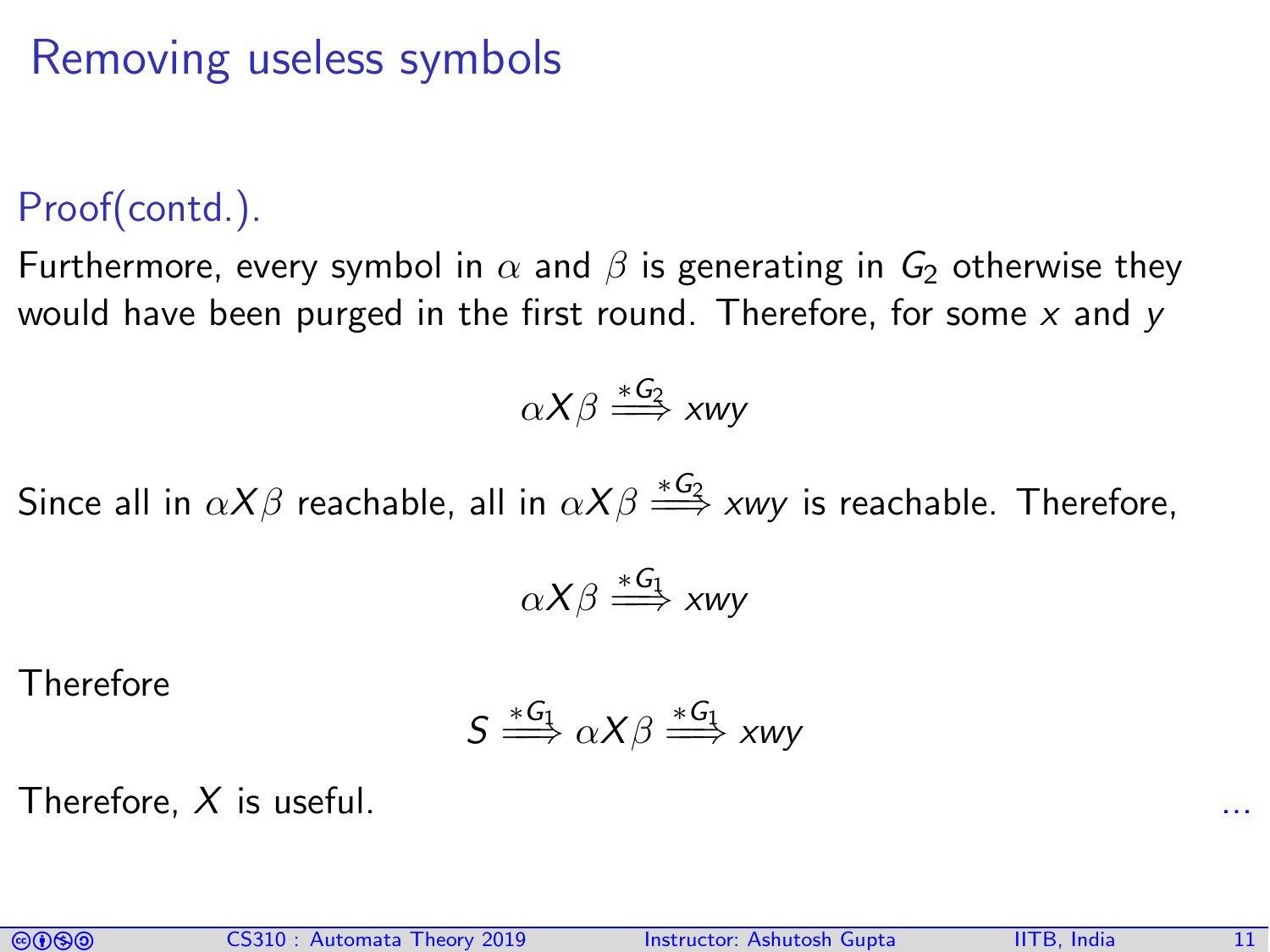# Removing useless symbols

Proof(contd.).

Furthermore, every symbol in $\alpha$ and $\beta$ is generating in $G_2$ otherwise they would have been purged in the first round. Therefore, for some $x$ and $y$

$$\alpha X \beta \overset{*G_2}{\Longrightarrow} xwy$$

Since all in $\alpha X \beta$ reachable, all in $\alpha X \beta \overset{*G_2}{\Longrightarrow} xwy$ is reachable. Therefore,

$$\alpha X \beta \overset{*G_1}{\Longrightarrow} xwy$$

Therefore

$$S \overset{*G_1}{\Longrightarrow} \alpha X \beta \overset{*G_1}{\Longrightarrow} xwy$$

Therefore, $X$ is useful. ...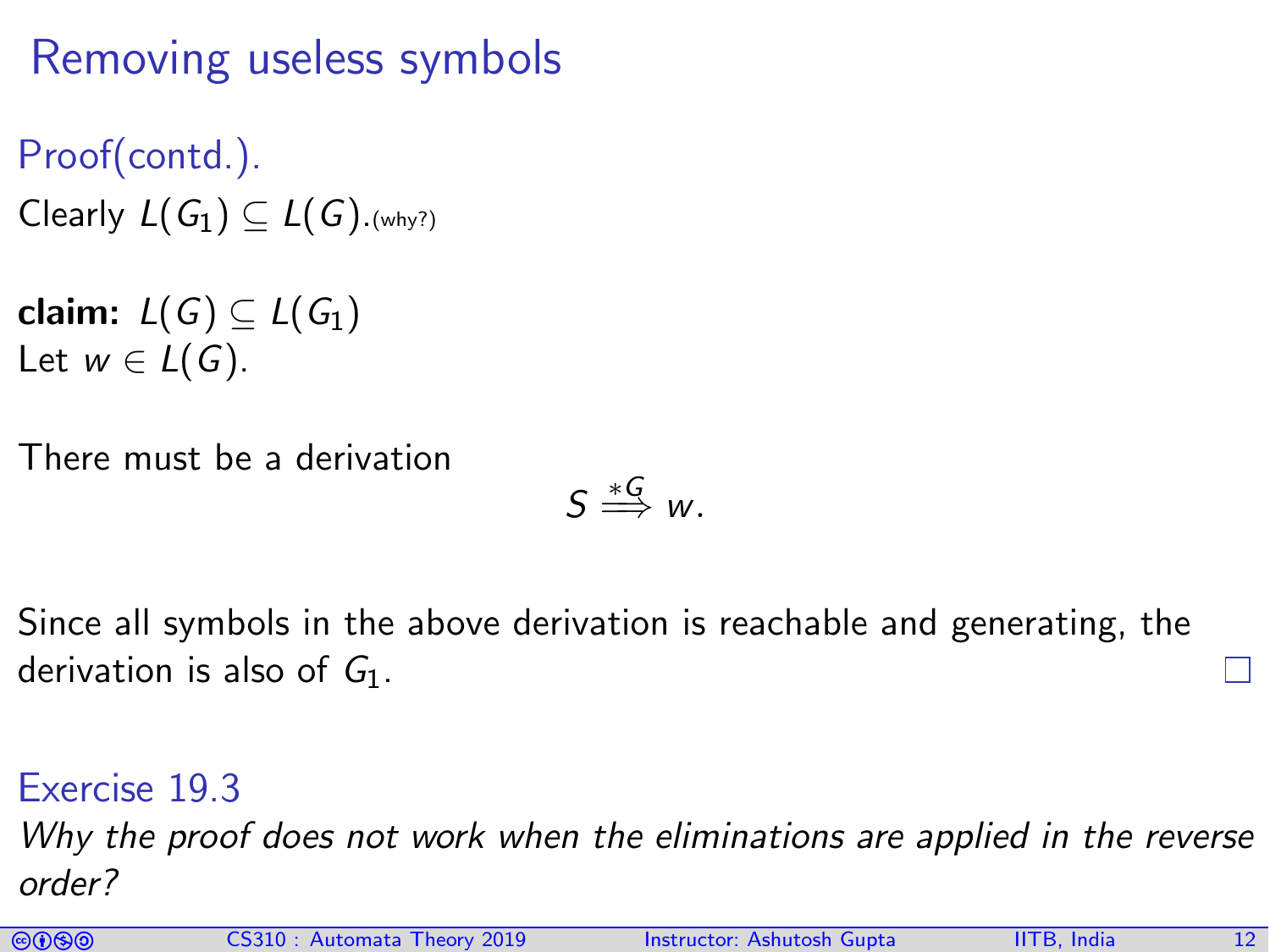# Removing useless symbols

Proof(contd.).

Clearly $L(G_1) \subseteq L(G)$.(why?)

**claim:** $L(G) \subseteq L(G_1)$

Let $w \in L(G)$.

There must be a derivation

$$S \stackrel{*G}{\Longrightarrow} w.$$

Since all symbols in the above derivation is reachable and generating, the derivation is also of $G_1$. □

Exercise 19.3

*Why the proof does not work when the eliminations are applied in the reverse order?*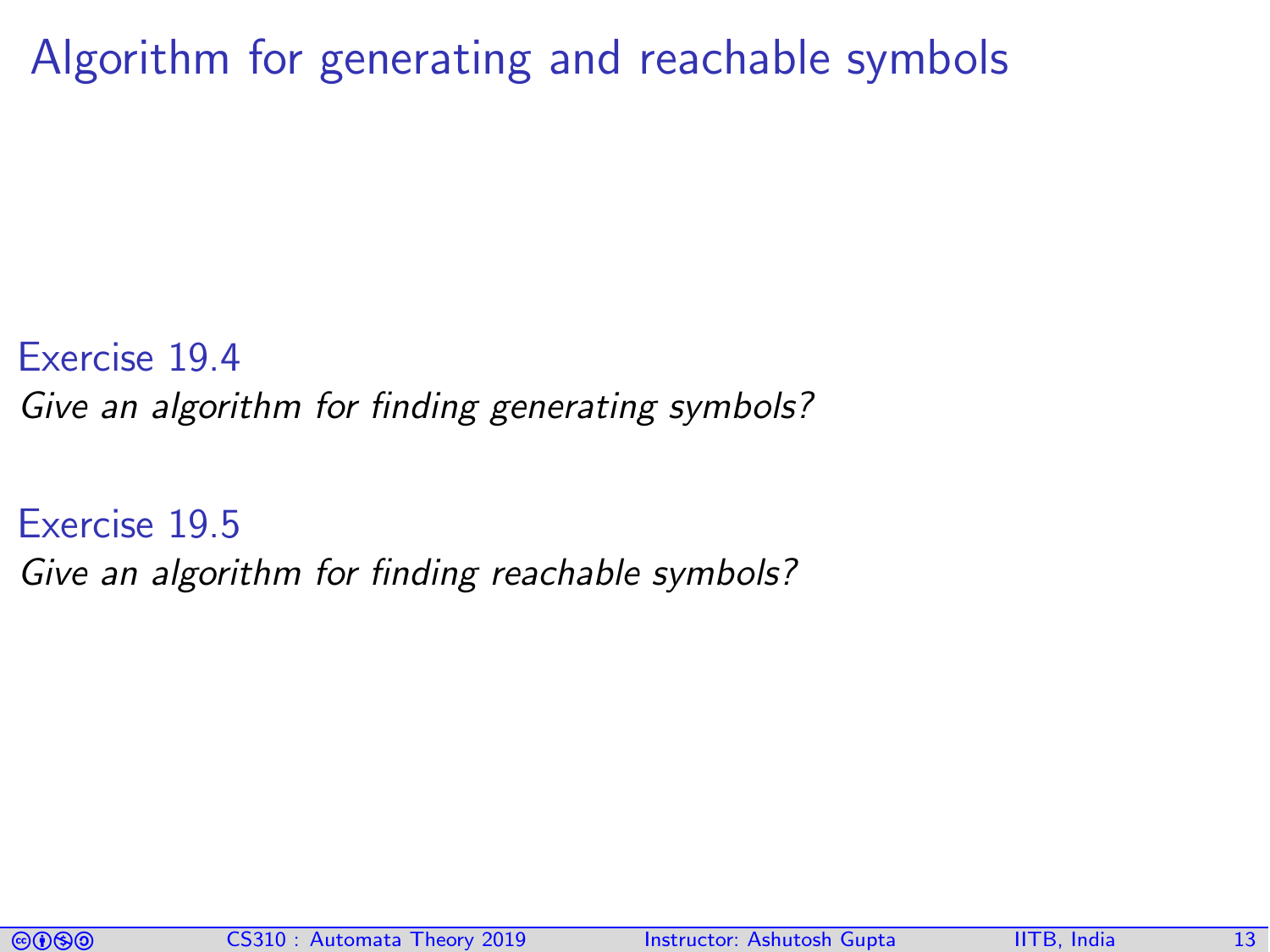# Algorithm for generating and reachable symbols

**Exercise 19.4**

*Give an algorithm for finding generating symbols?*

**Exercise 19.5**

*Give an algorithm for finding reachable symbols?*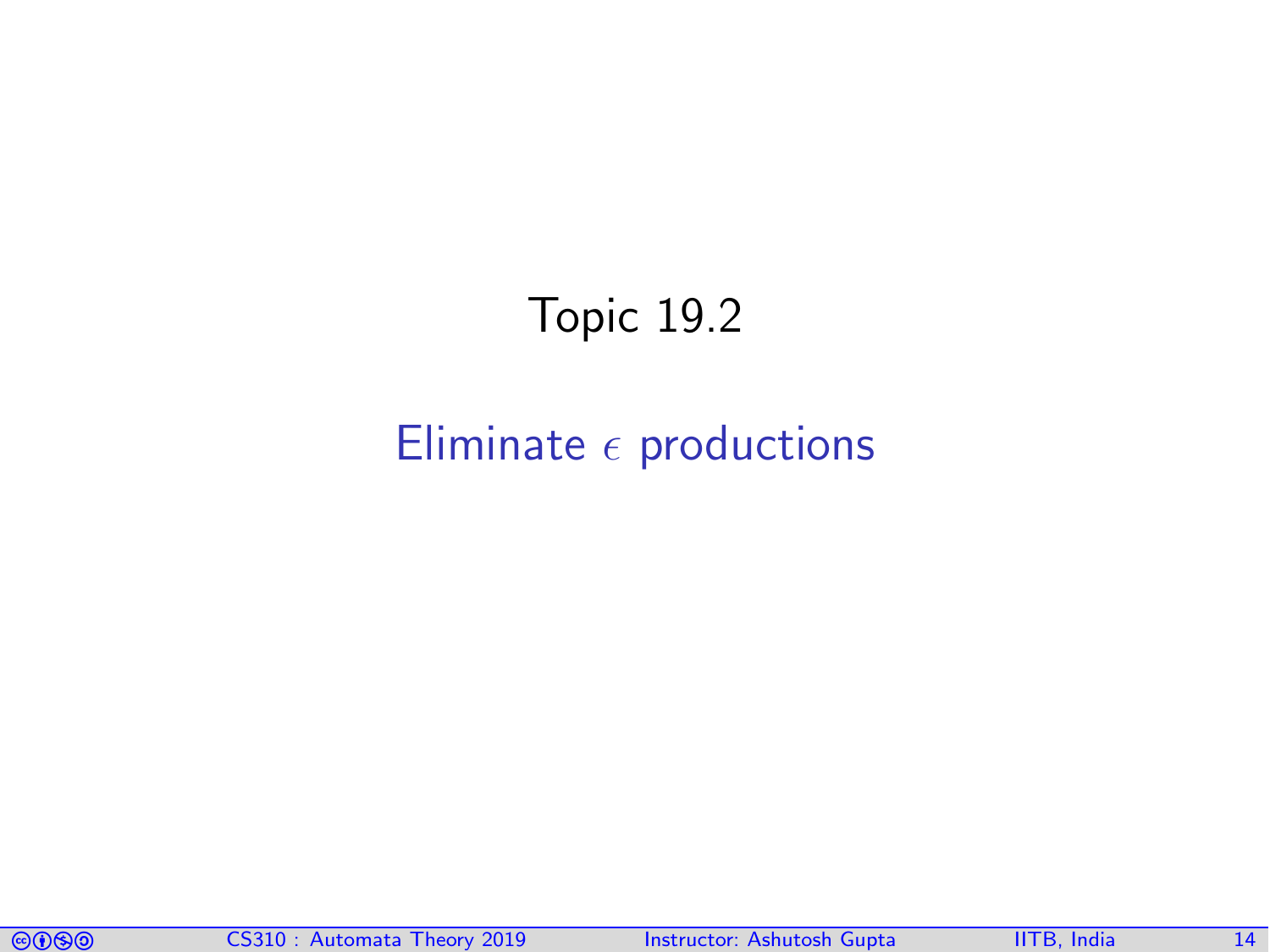# Topic 19.2

## Eliminate $\epsilon$ productions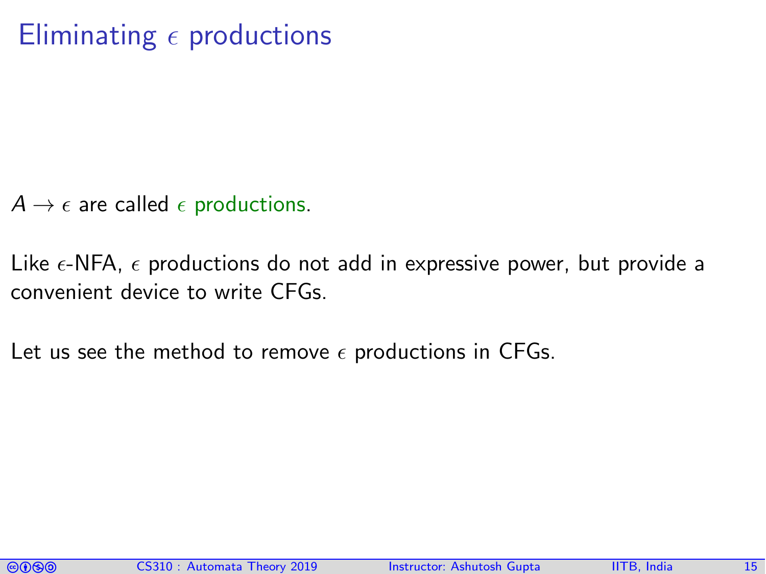# Eliminating $\epsilon$ productions

$A \rightarrow \epsilon$ are called $\epsilon$ productions.

Like $\epsilon$-NFA, $\epsilon$ productions do not add in expressive power, but provide a convenient device to write CFGs.

Let us see the method to remove $\epsilon$ productions in CFGs.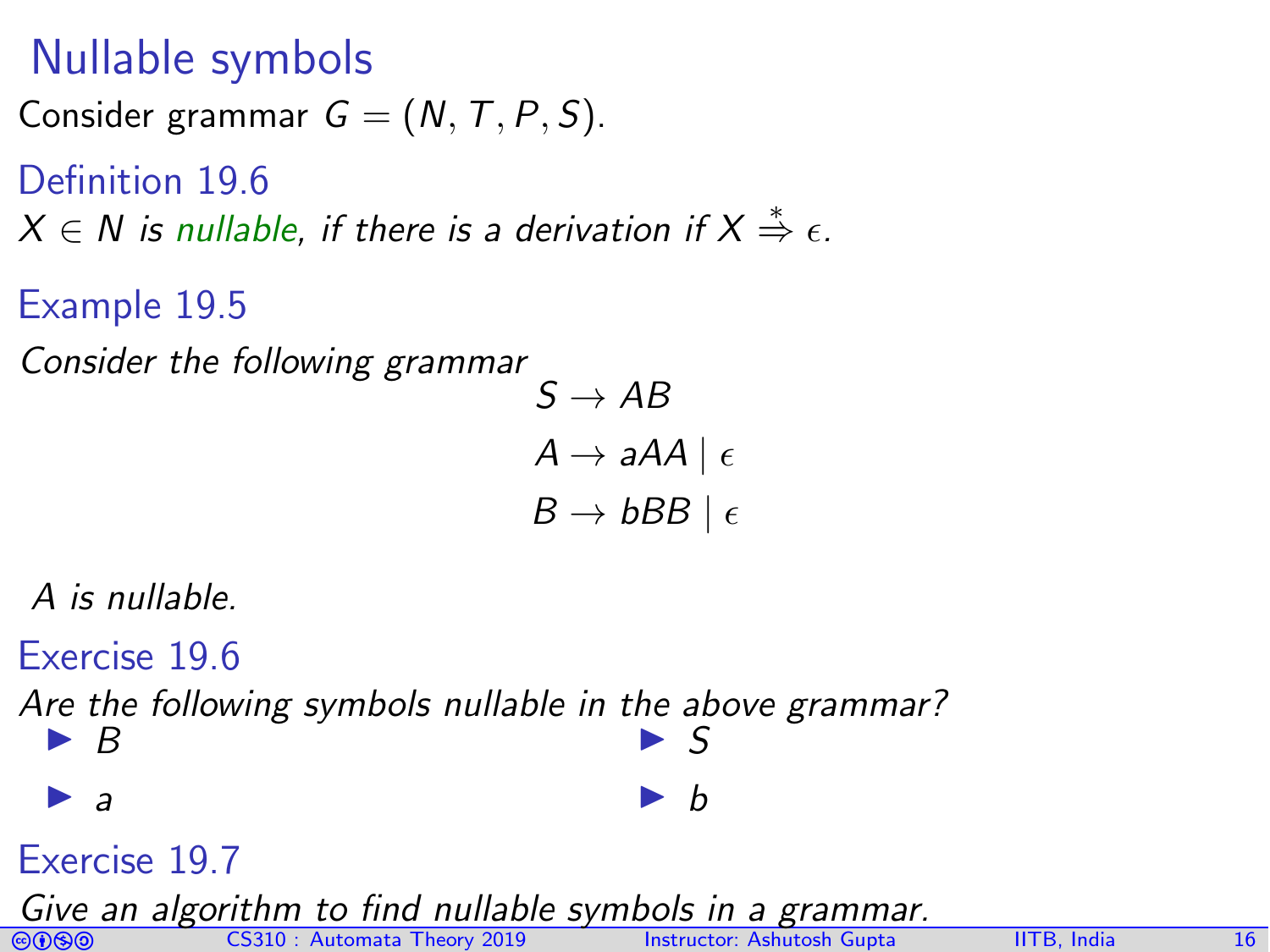# Nullable symbols

Consider grammar $G = (N, T, P, S)$.

### Definition 19.6

*$X \in N$ is nullable, if there is a derivation if $X \stackrel{*}{\Rightarrow} \epsilon$.*

### Example 19.5

*Consider the following grammar*

$$S \rightarrow AB$$
$$A \rightarrow aAA \mid \epsilon$$
$$B \rightarrow bBB \mid \epsilon$$

*A is nullable.*

### Exercise 19.6

*Are the following symbols nullable in the above grammar?*

- $B$
- $a$
- $S$
- $b$

### Exercise 19.7

*Give an algorithm to find nullable symbols in a grammar.*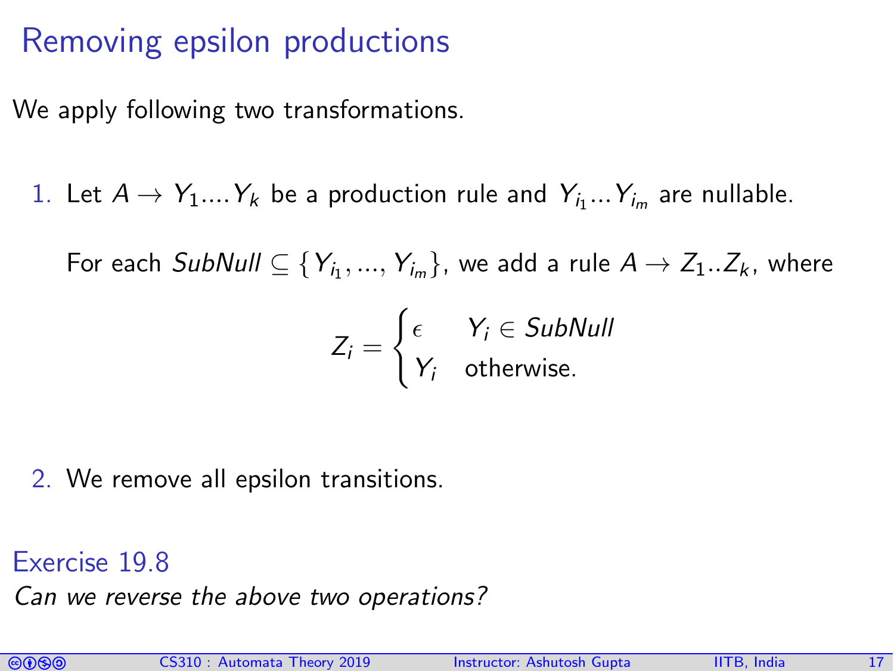# Removing epsilon productions

We apply following two transformations.

1. Let $A \rightarrow Y_1 .... Y_k$ be a production rule and $Y_{i_1} ... Y_{i_m}$ are nullable.

   For each $SubNull \subseteq \{Y_{i_1}, ..., Y_{i_m}\}$, we add a rule $A \rightarrow Z_1 .. Z_k$, where

$$Z_i = \begin{cases} \epsilon & Y_i \in SubNull \\ Y_i & \text{otherwise.} \end{cases}$$

2. We remove all epsilon transitions.

**Exercise 19.8**

*Can we reverse the above two operations?*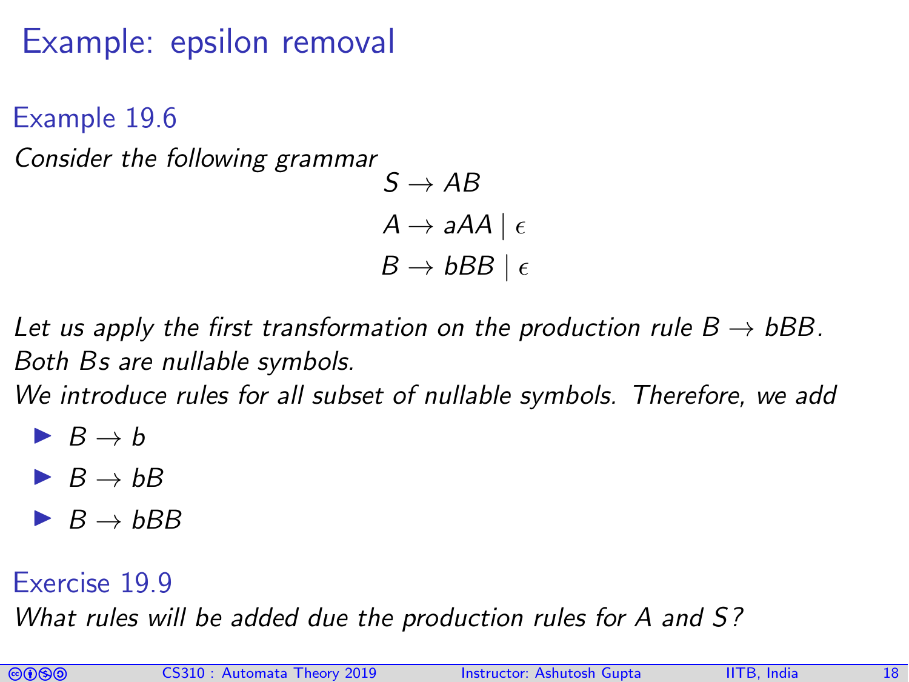# Example: epsilon removal

### Example 19.6

*Consider the following grammar*

$$S \to AB$$
$$A \to aAA \mid \epsilon$$
$$B \to bBB \mid \epsilon$$

*Let us apply the first transformation on the production rule $B \to bBB$. Both Bs are nullable symbols.*
*We introduce rules for all subset of nullable symbols. Therefore, we add*

- $B \to b$
- $B \to bB$
- $B \to bBB$

### Exercise 19.9

*What rules will be added due the production rules for A and S?*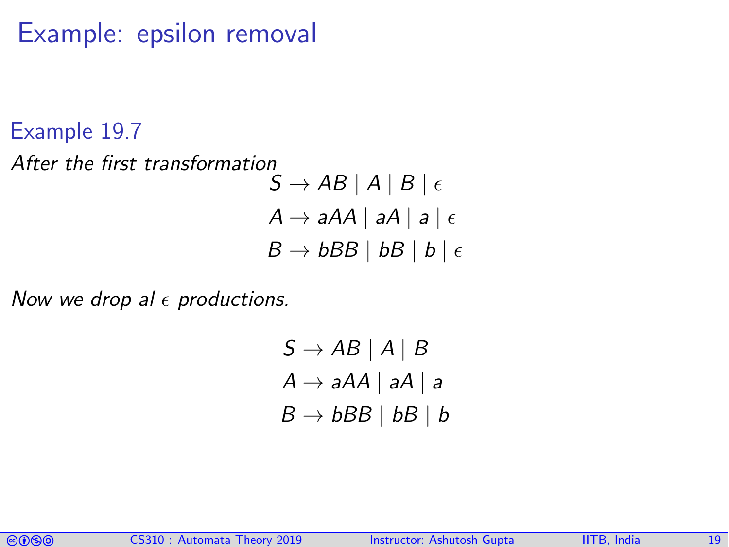# Example: epsilon removal

### Example 19.7

*After the first transformation*

$$
\begin{aligned}
S &\rightarrow AB \mid A \mid B \mid \epsilon \\
A &\rightarrow aAA \mid aA \mid a \mid \epsilon \\
B &\rightarrow bBB \mid bB \mid b \mid \epsilon
\end{aligned}
$$

*Now we drop al $\epsilon$ productions.*

$$
\begin{aligned}
S &\rightarrow AB \mid A \mid B \\
A &\rightarrow aAA \mid aA \mid a \\
B &\rightarrow bBB \mid bB \mid b
\end{aligned}
$$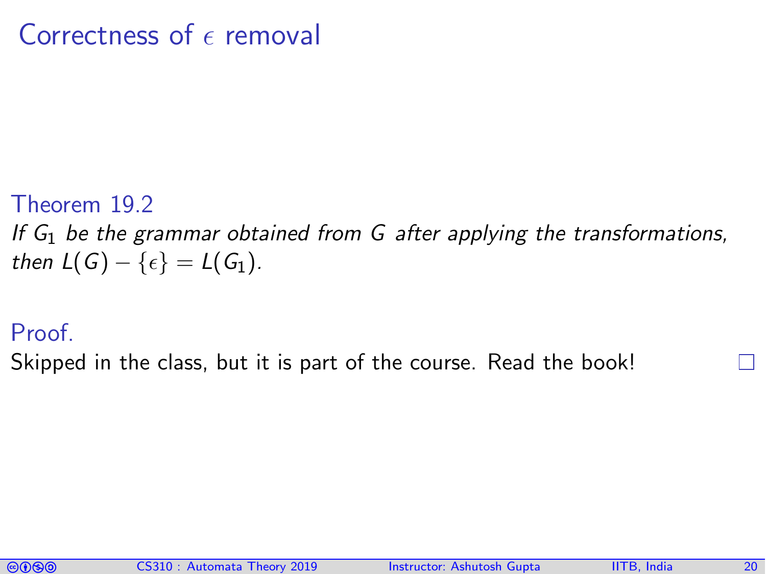# Correctness of $\epsilon$ removal

**Theorem 19.2**

*If $G_1$ be the grammar obtained from $G$ after applying the transformations, then $L(G) - \{\epsilon\} = L(G_1)$.*

**Proof.**

Skipped in the class, but it is part of the course. Read the book! □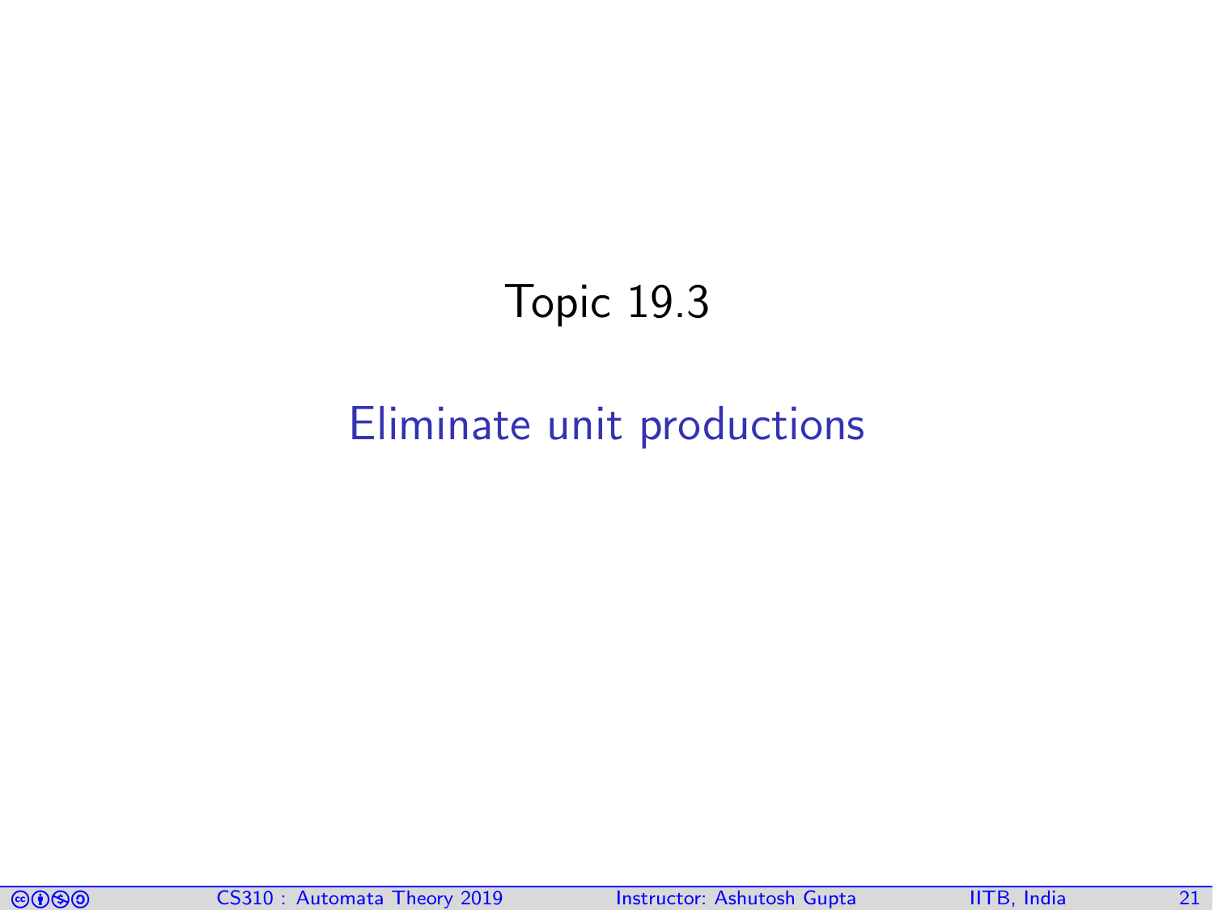# Topic 19.3

## Eliminate unit productions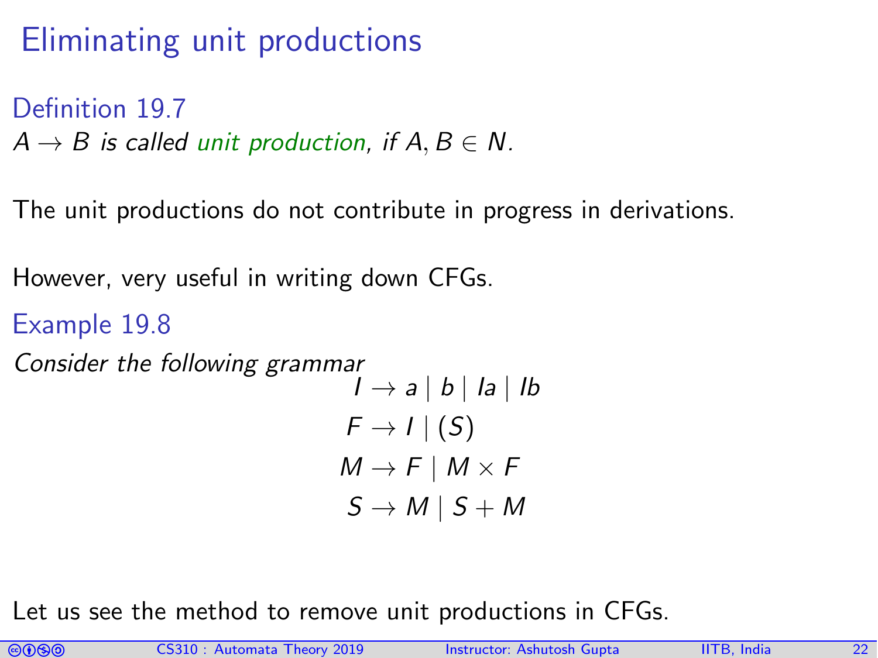# Eliminating unit productions

**Definition 19.7**

*$A \rightarrow B$ is called unit production, if $A, B \in N$.*

The unit productions do not contribute in progress in derivations.

However, very useful in writing down CFGs.

**Example 19.8**

*Consider the following grammar*

$$
\begin{aligned}
I &\rightarrow a \mid b \mid Ia \mid Ib \\
F &\rightarrow I \mid (S) \\
M &\rightarrow F \mid M \times F \\
S &\rightarrow M \mid S + M
\end{aligned}
$$

Let us see the method to remove unit productions in CFGs.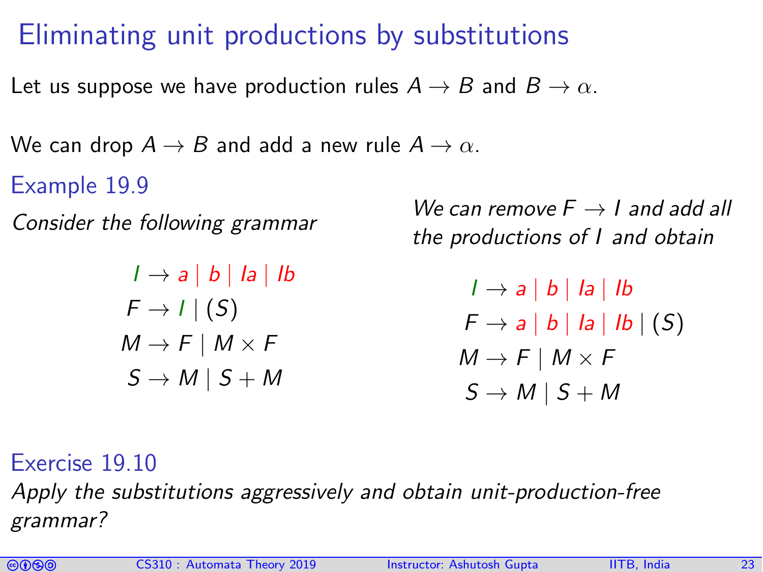# Eliminating unit productions by substitutions

Let us suppose we have production rules $A \rightarrow B$ and $B \rightarrow \alpha$.

We can drop $A \rightarrow B$ and add a new rule $A \rightarrow \alpha$.

## Example 19.9

*Consider the following grammar*

$$
\begin{aligned}
I &\rightarrow a \mid b \mid Ia \mid Ib \\
F &\rightarrow I \mid (S) \\
M &\rightarrow F \mid M \times F \\
S &\rightarrow M \mid S + M
\end{aligned}
$$

*We can remove $F \rightarrow I$ and add all the productions of $I$ and obtain*

$$
\begin{aligned}
I &\rightarrow a \mid b \mid Ia \mid Ib \\
F &\rightarrow a \mid b \mid Ia \mid Ib \mid (S) \\
M &\rightarrow F \mid M \times F \\
S &\rightarrow M \mid S + M
\end{aligned}
$$

## Exercise 19.10

*Apply the substitutions aggressively and obtain unit-production-free grammar?*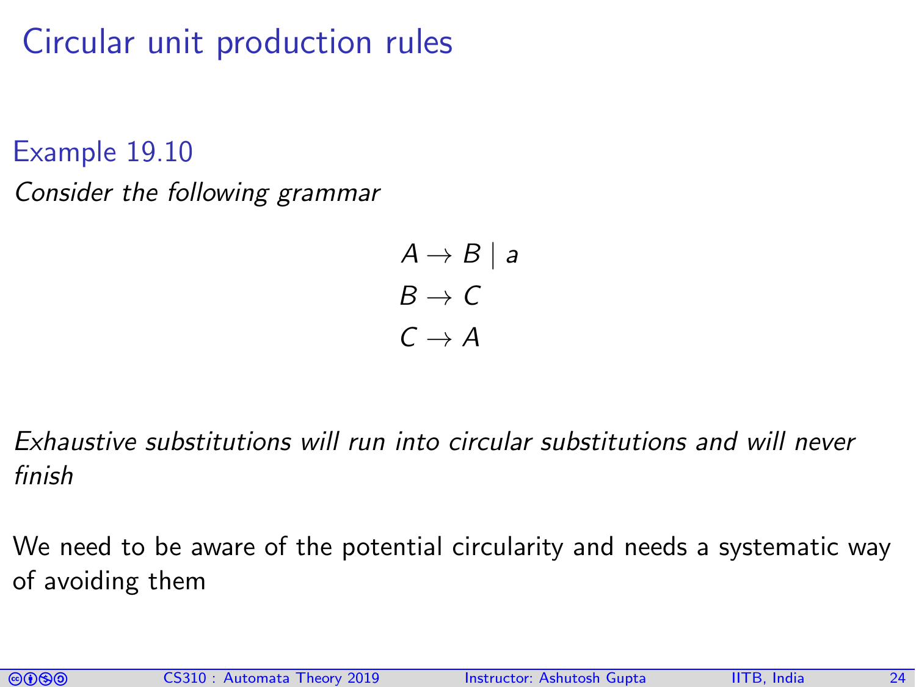# Circular unit production rules

### Example 19.10

*Consider the following grammar*

$$
\begin{aligned}
A &\rightarrow B \mid a \\
B &\rightarrow C \\
C &\rightarrow A
\end{aligned}
$$

*Exhaustive substitutions will run into circular substitutions and will never finish*

We need to be aware of the potential circularity and needs a systematic way of avoiding them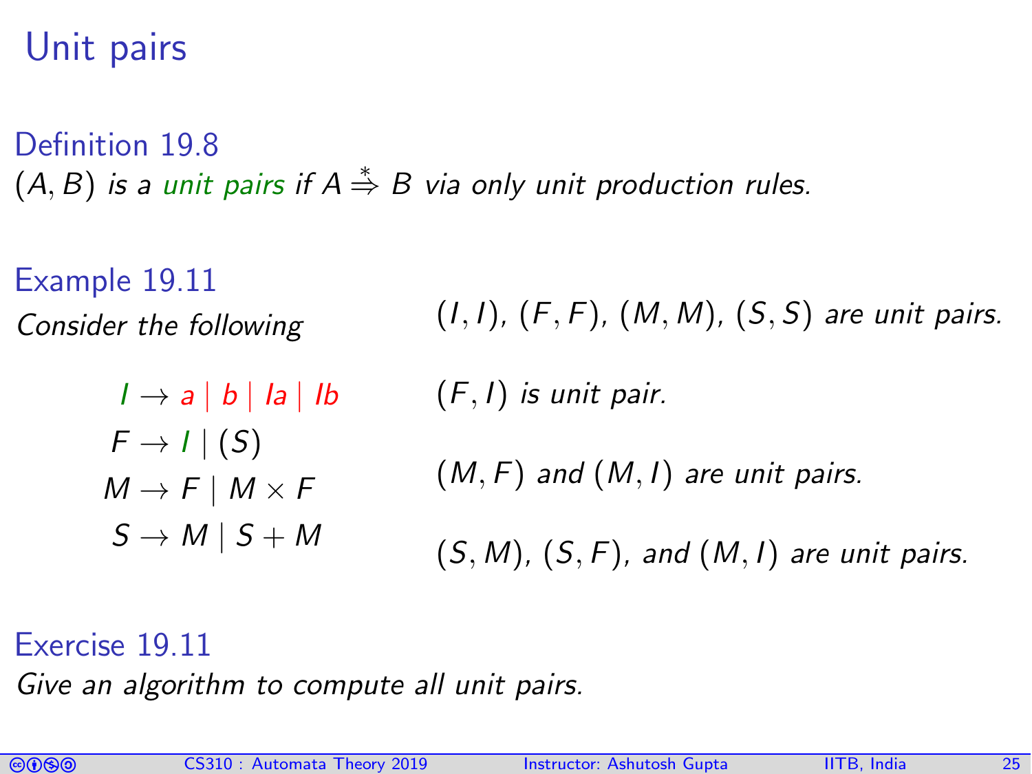# Unit pairs

**Definition 19.8**

*$(A, B)$ is a unit pairs if $A \overset{*}{\Rightarrow} B$ via only unit production rules.*

**Example 19.11**

*Consider the following*

$$
\begin{aligned}
I &\rightarrow a \mid b \mid Ia \mid Ib \\
F &\rightarrow I \mid (S) \\
M &\rightarrow F \mid M \times F \\
S &\rightarrow M \mid S + M
\end{aligned}
$$

*$(I, I)$, $(F, F)$, $(M, M)$, $(S, S)$ are unit pairs.*

*$(F, I)$ is unit pair.*

*$(M, F)$ and $(M, I)$ are unit pairs.*

*$(S, M)$, $(S, F)$, and $(M, I)$ are unit pairs.*

**Exercise 19.11**

*Give an algorithm to compute all unit pairs.*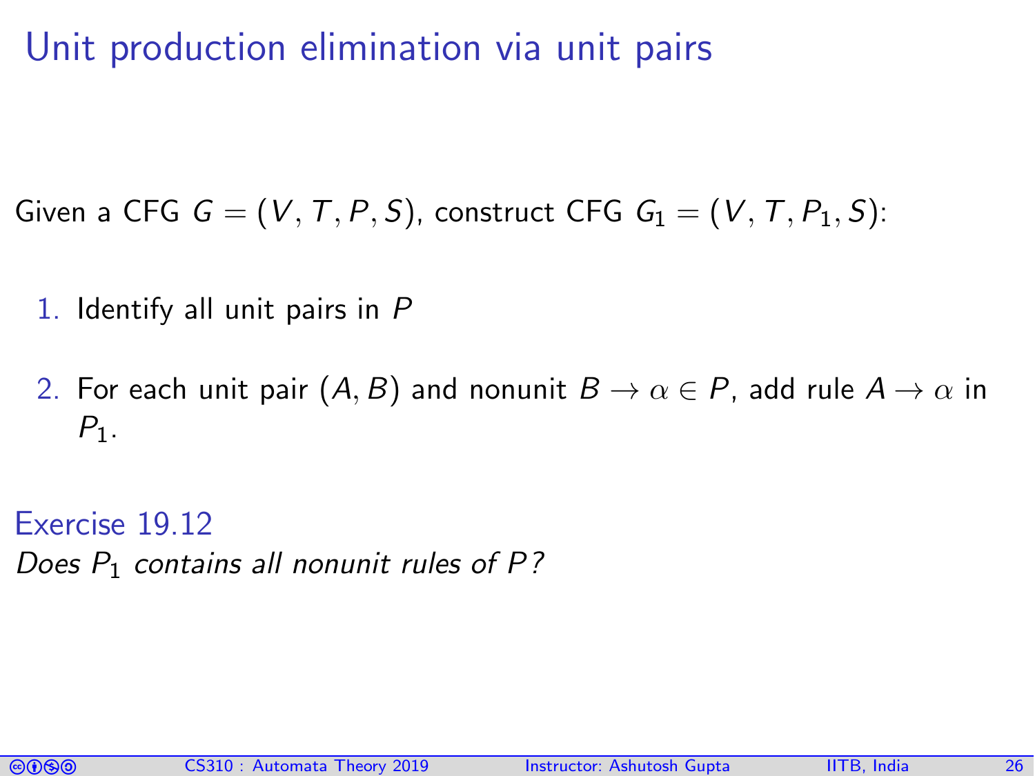# Unit production elimination via unit pairs

Given a CFG $G = (V, T, P, S)$, construct CFG $G_1 = (V, T, P_1, S)$:

1. Identify all unit pairs in $P$
2. For each unit pair $(A, B)$ and nonunit $B \rightarrow \alpha \in P$, add rule $A \rightarrow \alpha$ in $P_1$.

### Exercise 19.12

*Does $P_1$ contains all nonunit rules of $P$?*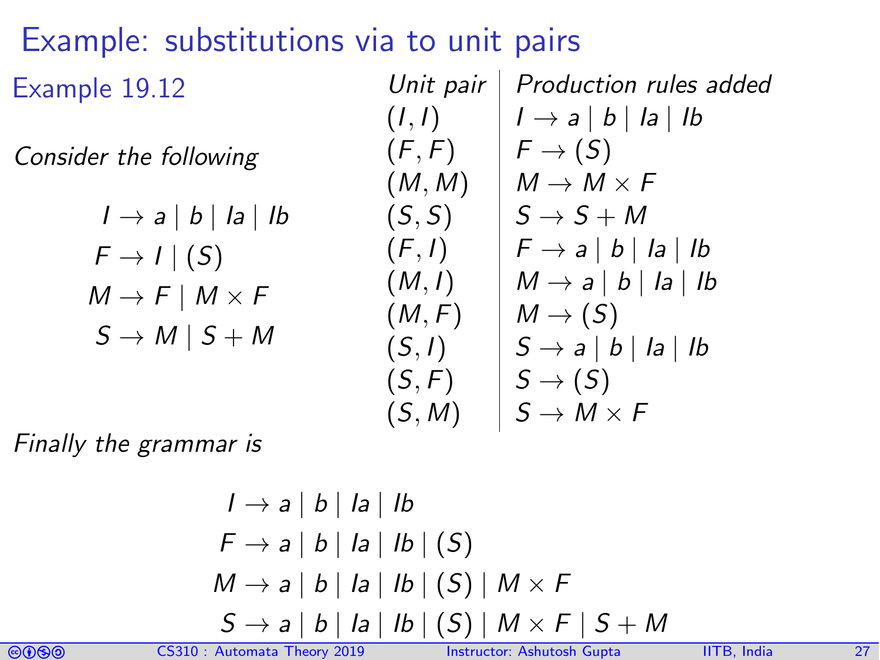# Example: substitutions via to unit pairs

## Example 19.12

*Consider the following*

$$I \rightarrow a \mid b \mid Ia \mid Ib$$
$$F \rightarrow I \mid (S)$$
$$M \rightarrow F \mid M \times F$$
$$S \rightarrow M \mid S + M$$

| *Unit pair* | *Production rules added* |
|---|---|
| $(I, I)$ | $I \rightarrow a \mid b \mid Ia \mid Ib$ |
| $(F, F)$ | $F \rightarrow (S)$ |
| $(M, M)$ | $M \rightarrow M \times F$ |
| $(S, S)$ | $S \rightarrow S + M$ |
| $(F, I)$ | $F \rightarrow a \mid b \mid Ia \mid Ib$ |
| $(M, I)$ | $M \rightarrow a \mid b \mid Ia \mid Ib$ |
| $(M, F)$ | $M \rightarrow (S)$ |
| $(S, I)$ | $S \rightarrow a \mid b \mid Ia \mid Ib$ |
| $(S, F)$ | $S \rightarrow (S)$ |
| $(S, M)$ | $S \rightarrow M \times F$ |

*Finally the grammar is*

$$I \rightarrow a \mid b \mid Ia \mid Ib$$
$$F \rightarrow a \mid b \mid Ia \mid Ib \mid (S)$$
$$M \rightarrow a \mid b \mid Ia \mid Ib \mid (S) \mid M \times F$$
$$S \rightarrow a \mid b \mid Ia \mid Ib \mid (S) \mid M \times F \mid S + M$$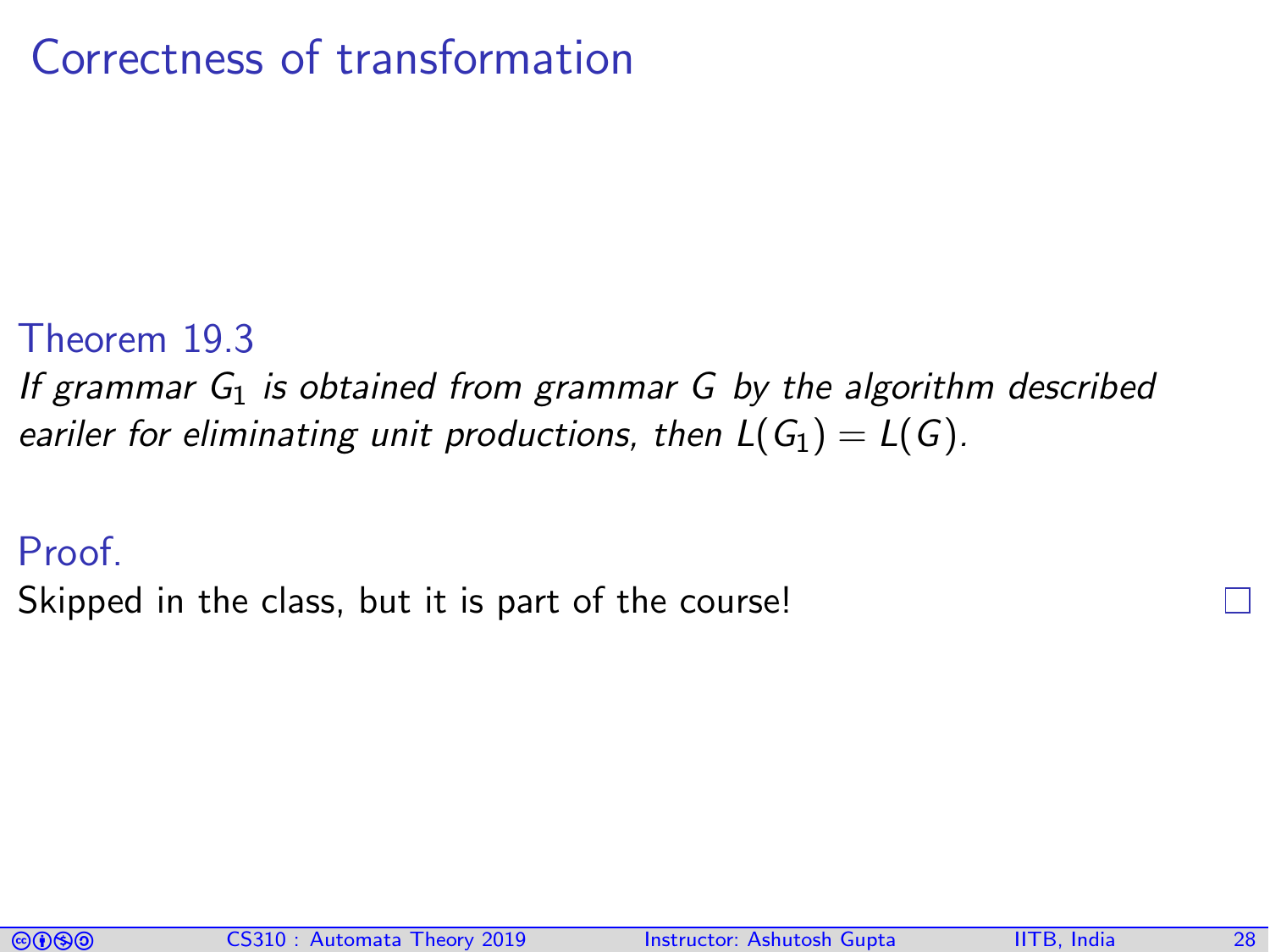# Correctness of transformation

**Theorem 19.3**

*If grammar $G_1$ is obtained from grammar $G$ by the algorithm described eariler for eliminating unit productions, then $L(G_1) = L(G)$.*

**Proof.**

Skipped in the class, but it is part of the course! □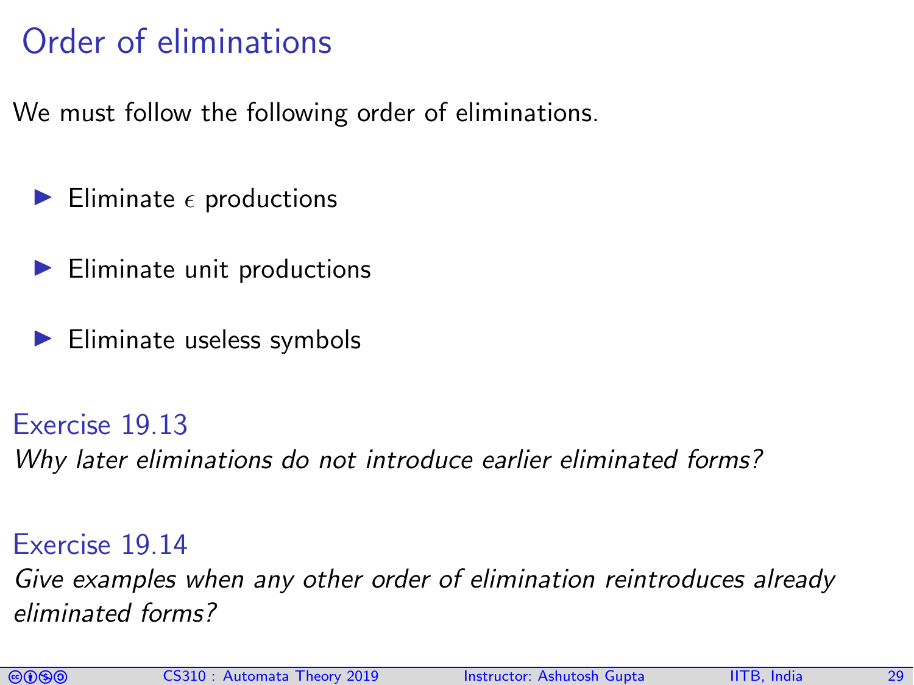# Order of eliminations

We must follow the following order of eliminations.

- Eliminate $\epsilon$ productions
- Eliminate unit productions
- Eliminate useless symbols

### Exercise 19.13

*Why later eliminations do not introduce earlier eliminated forms?*

### Exercise 19.14

*Give examples when any other order of elimination reintroduces already eliminated forms?*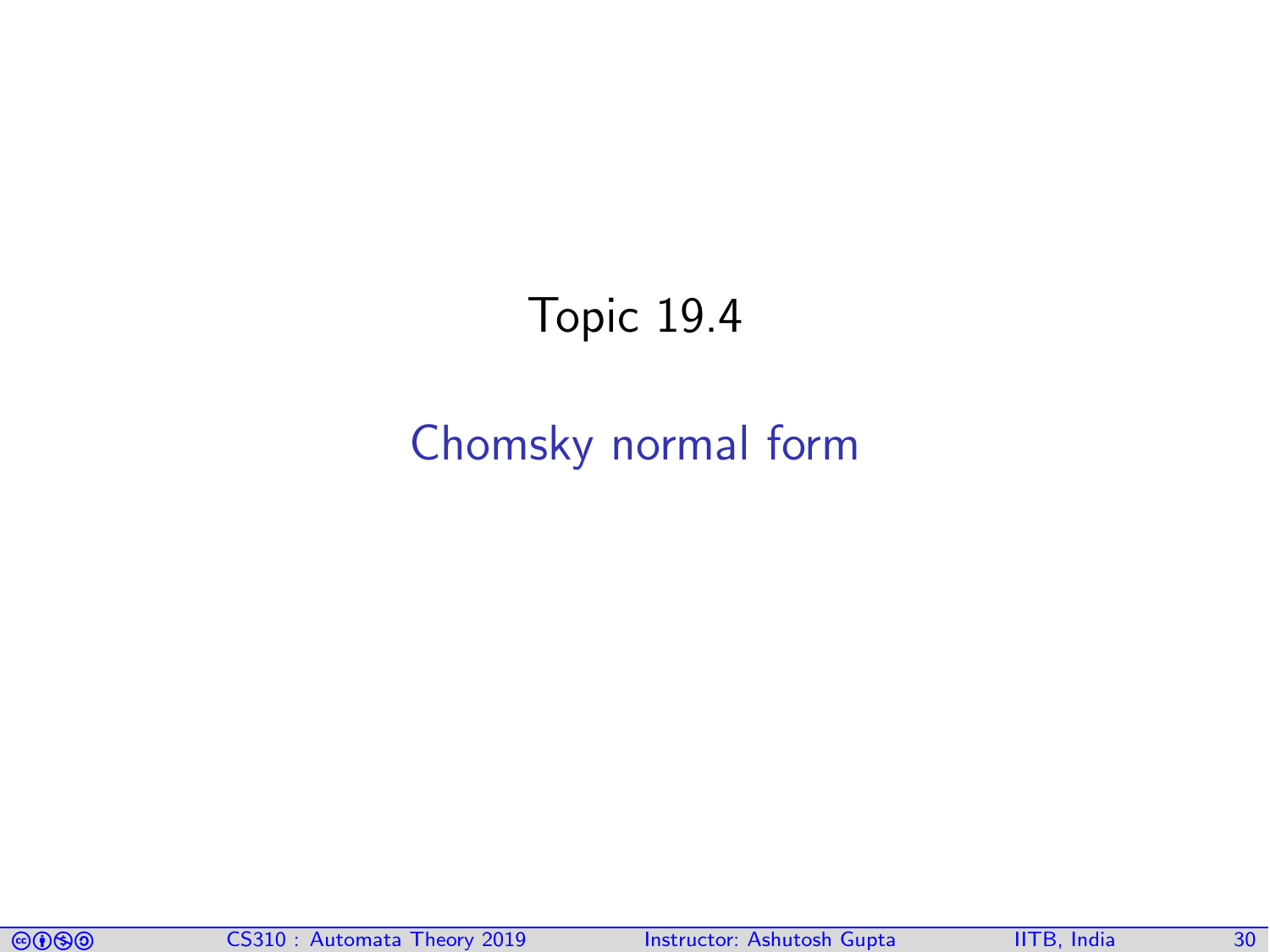# Topic 19.4

## Chomsky normal form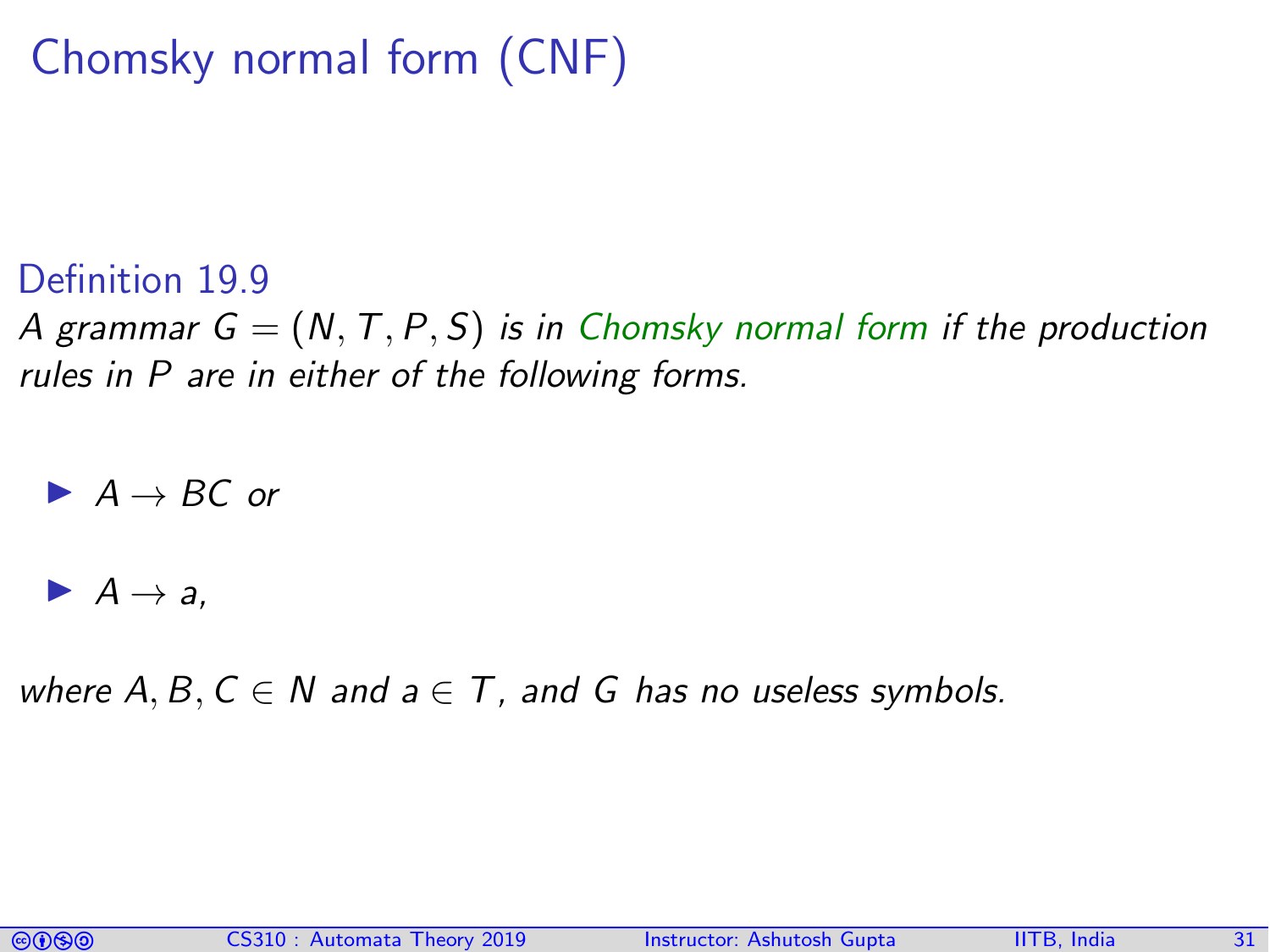# Chomsky normal form (CNF)

**Definition 19.9**

*A grammar $G = (N, T, P, S)$ is in Chomsky normal form if the production rules in $P$ are in either of the following forms.*

- $A \rightarrow BC$ *or*
- $A \rightarrow a$,

*where $A, B, C \in N$ and $a \in T$, and $G$ has no useless symbols.*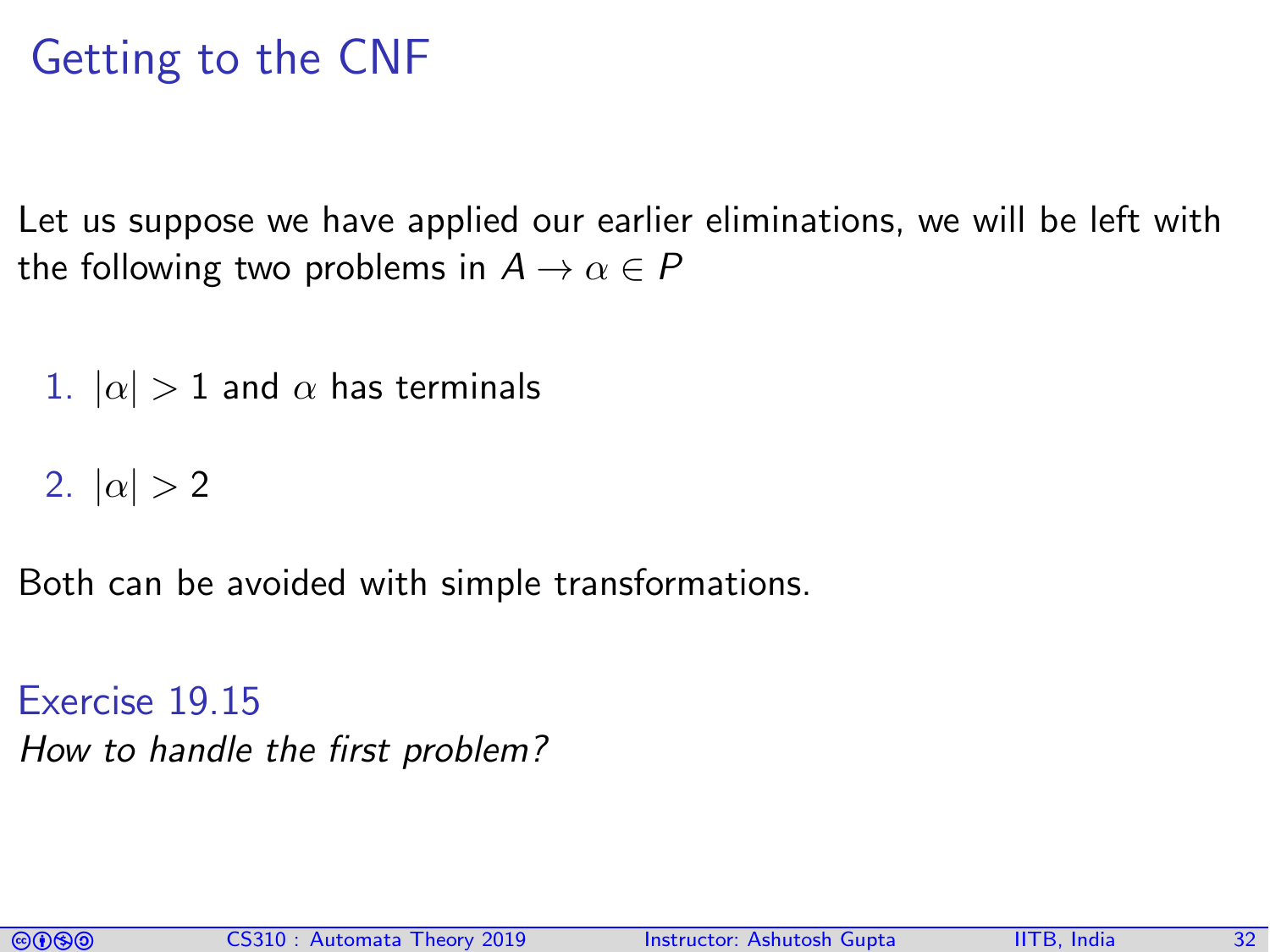# Getting to the CNF

Let us suppose we have applied our earlier eliminations, we will be left with the following two problems in $A \to \alpha \in P$

1. $|\alpha| > 1$ and $\alpha$ has terminals
2. $|\alpha| > 2$

Both can be avoided with simple transformations.

### Exercise 19.15

*How to handle the first problem?*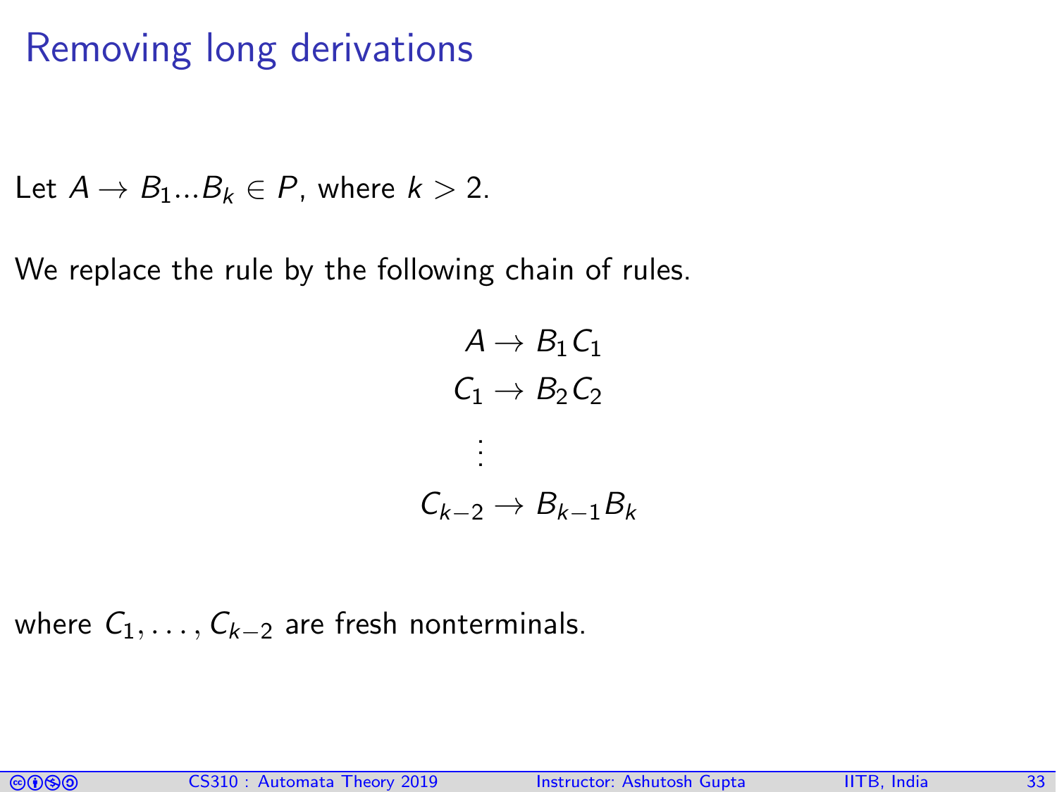# Removing long derivations

Let $A \to B_1 ... B_k \in P$, where $k > 2$.

We replace the rule by the following chain of rules.

$$
\begin{aligned}
A &\to B_1 C_1 \\
C_1 &\to B_2 C_2 \\
&\vdots \\
C_{k-2} &\to B_{k-1} B_k
\end{aligned}
$$

where $C_1, \ldots, C_{k-2}$ are fresh nonterminals.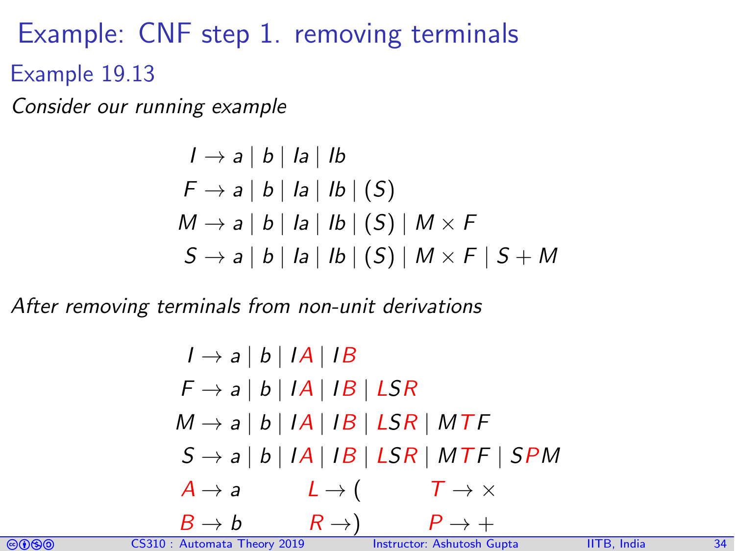# Example: CNF step 1. removing terminals

## Example 19.13

*Consider our running example*

$$
\begin{aligned}
I &\rightarrow a \mid b \mid Ia \mid Ib \\
F &\rightarrow a \mid b \mid Ia \mid Ib \mid (S) \\
M &\rightarrow a \mid b \mid Ia \mid Ib \mid (S) \mid M \times F \\
S &\rightarrow a \mid b \mid Ia \mid Ib \mid (S) \mid M \times F \mid S + M
\end{aligned}
$$

*After removing terminals from non-unit derivations*

$$
\begin{aligned}
I &\rightarrow a \mid b \mid IA \mid IB \\
F &\rightarrow a \mid b \mid IA \mid IB \mid LSR \\
M &\rightarrow a \mid b \mid IA \mid IB \mid LSR \mid MTF \\
S &\rightarrow a \mid b \mid IA \mid IB \mid LSR \mid MTF \mid SPM
\end{aligned}
$$

$$
A \rightarrow a \qquad L \rightarrow ( \qquad T \rightarrow \times
$$

$$
B \rightarrow b \qquad R \rightarrow ) \qquad P \rightarrow +
$$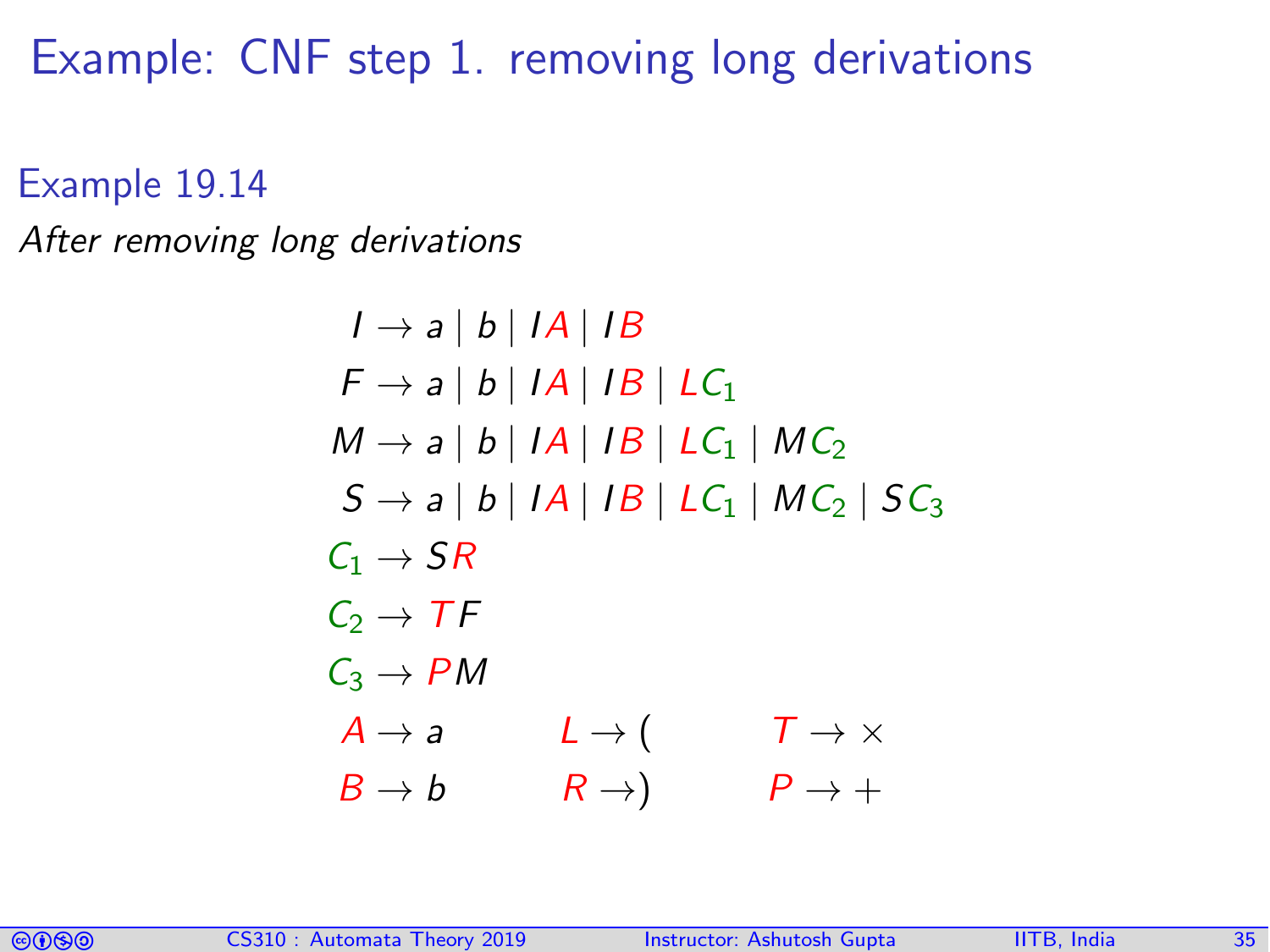# Example: CNF step 1. removing long derivations

### Example 19.14

*After removing long derivations*

$$
\begin{aligned}
I &\rightarrow a \mid b \mid IA \mid IB \\
F &\rightarrow a \mid b \mid IA \mid IB \mid LC_1 \\
M &\rightarrow a \mid b \mid IA \mid IB \mid LC_1 \mid MC_2 \\
S &\rightarrow a \mid b \mid IA \mid IB \mid LC_1 \mid MC_2 \mid SC_3 \\
C_1 &\rightarrow SR \\
C_2 &\rightarrow TF \\
C_3 &\rightarrow PM
\end{aligned}
$$

$$
\begin{array}{lll}
A \rightarrow a & L \rightarrow ( & T \rightarrow \times \\
B \rightarrow b & R \rightarrow ) & P \rightarrow +
\end{array}
$$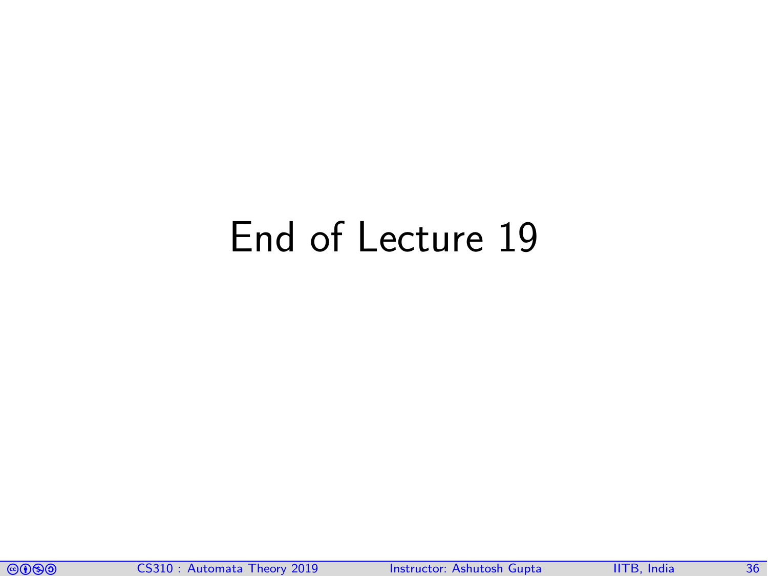# End of Lecture 19